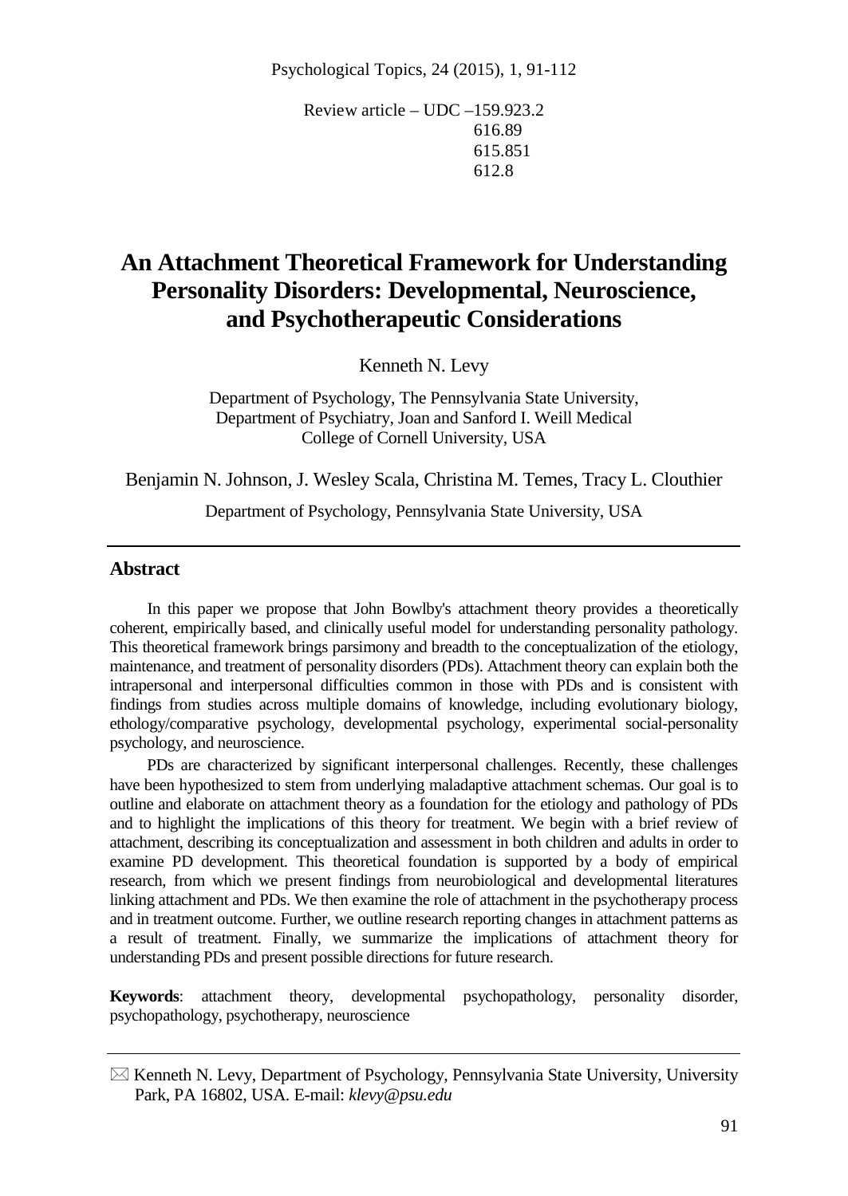Review article – UDC –159.923.2
616.89
615.851
612.8

# An Attachment Theoretical Framework for Understanding Personality Disorders: Developmental, Neuroscience, and Psychotherapeutic Considerations

Kenneth N. Levy

Department of Psychology, The Pennsylvania State University,
Department of Psychiatry, Joan and Sanford I. Weill Medical College of Cornell University, USA

Benjamin N. Johnson, J. Wesley Scala, Christina M. Temes, Tracy L. Clouthier

Department of Psychology, Pennsylvania State University, USA

## Abstract

In this paper we propose that John Bowlby's attachment theory provides a theoretically coherent, empirically based, and clinically useful model for understanding personality pathology. This theoretical framework brings parsimony and breadth to the conceptualization of the etiology, maintenance, and treatment of personality disorders (PDs). Attachment theory can explain both the intrapersonal and interpersonal difficulties common in those with PDs and is consistent with findings from studies across multiple domains of knowledge, including evolutionary biology, ethology/comparative psychology, developmental psychology, experimental social-personality psychology, and neuroscience.

PDs are characterized by significant interpersonal challenges. Recently, these challenges have been hypothesized to stem from underlying maladaptive attachment schemas. Our goal is to outline and elaborate on attachment theory as a foundation for the etiology and pathology of PDs and to highlight the implications of this theory for treatment. We begin with a brief review of attachment, describing its conceptualization and assessment in both children and adults in order to examine PD development. This theoretical foundation is supported by a body of empirical research, from which we present findings from neurobiological and developmental literatures linking attachment and PDs. We then examine the role of attachment in the psychotherapy process and in treatment outcome. Further, we outline research reporting changes in attachment patterns as a result of treatment. Finally, we summarize the implications of attachment theory for understanding PDs and present possible directions for future research.

**Keywords**: attachment theory, developmental psychopathology, personality disorder, psychopathology, psychotherapy, neuroscience

---

✉ Kenneth N. Levy, Department of Psychology, Pennsylvania State University, University Park, PA 16802, USA. E-mail: *klevy@psu.edu*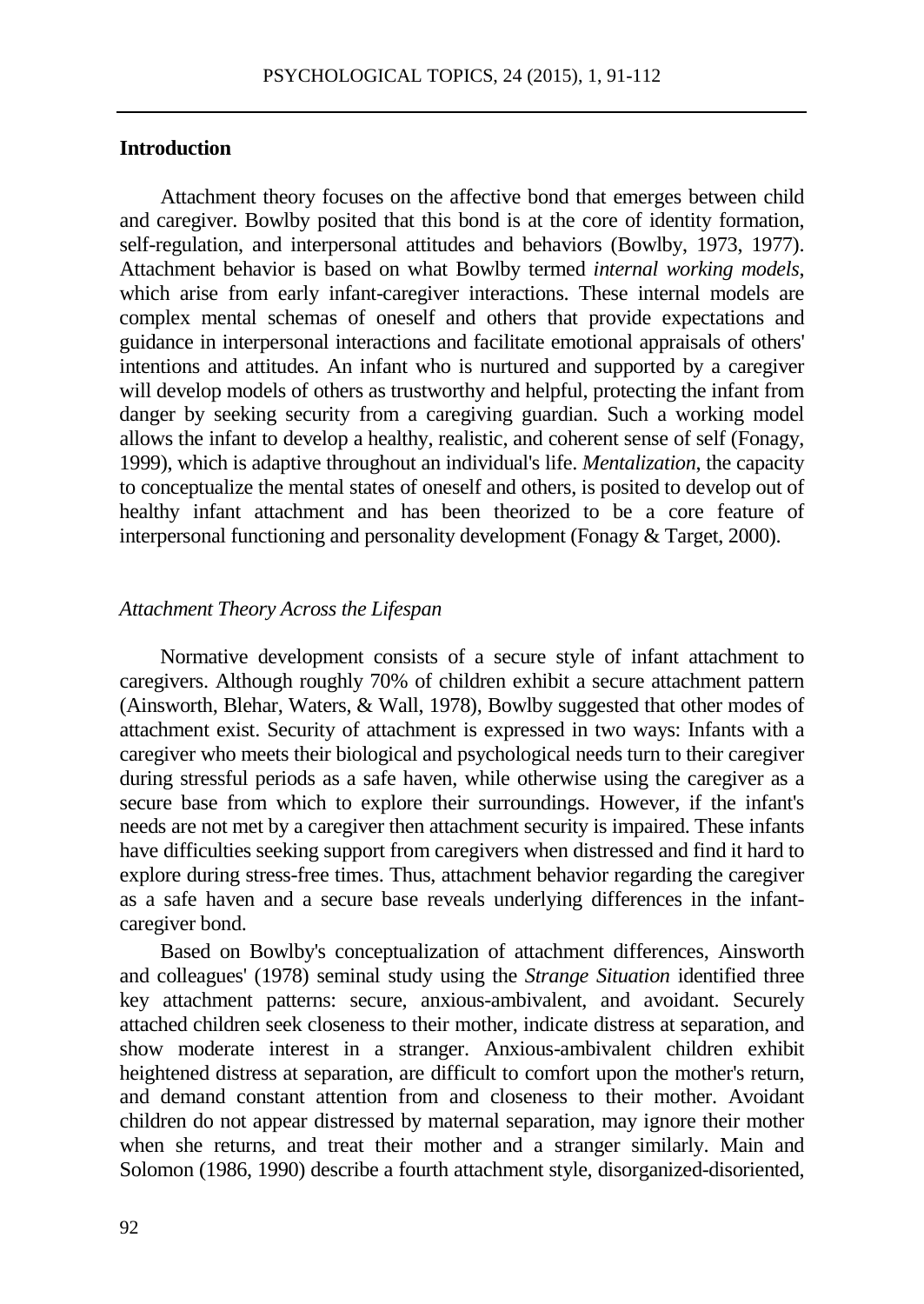## Introduction

Attachment theory focuses on the affective bond that emerges between child and caregiver. Bowlby posited that this bond is at the core of identity formation, self-regulation, and interpersonal attitudes and behaviors (Bowlby, 1973, 1977). Attachment behavior is based on what Bowlby termed *internal working models*, which arise from early infant-caregiver interactions. These internal models are complex mental schemas of oneself and others that provide expectations and guidance in interpersonal interactions and facilitate emotional appraisals of others' intentions and attitudes. An infant who is nurtured and supported by a caregiver will develop models of others as trustworthy and helpful, protecting the infant from danger by seeking security from a caregiving guardian. Such a working model allows the infant to develop a healthy, realistic, and coherent sense of self (Fonagy, 1999), which is adaptive throughout an individual's life. *Mentalization*, the capacity to conceptualize the mental states of oneself and others, is posited to develop out of healthy infant attachment and has been theorized to be a core feature of interpersonal functioning and personality development (Fonagy & Target, 2000).

### *Attachment Theory Across the Lifespan*

Normative development consists of a secure style of infant attachment to caregivers. Although roughly 70% of children exhibit a secure attachment pattern (Ainsworth, Blehar, Waters, & Wall, 1978), Bowlby suggested that other modes of attachment exist. Security of attachment is expressed in two ways: Infants with a caregiver who meets their biological and psychological needs turn to their caregiver during stressful periods as a safe haven, while otherwise using the caregiver as a secure base from which to explore their surroundings. However, if the infant's needs are not met by a caregiver then attachment security is impaired. These infants have difficulties seeking support from caregivers when distressed and find it hard to explore during stress-free times. Thus, attachment behavior regarding the caregiver as a safe haven and a secure base reveals underlying differences in the infant-caregiver bond.

Based on Bowlby's conceptualization of attachment differences, Ainsworth and colleagues' (1978) seminal study using the *Strange Situation* identified three key attachment patterns: secure, anxious-ambivalent, and avoidant. Securely attached children seek closeness to their mother, indicate distress at separation, and show moderate interest in a stranger. Anxious-ambivalent children exhibit heightened distress at separation, are difficult to comfort upon the mother's return, and demand constant attention from and closeness to their mother. Avoidant children do not appear distressed by maternal separation, may ignore their mother when she returns, and treat their mother and a stranger similarly. Main and Solomon (1986, 1990) describe a fourth attachment style, disorganized-disoriented,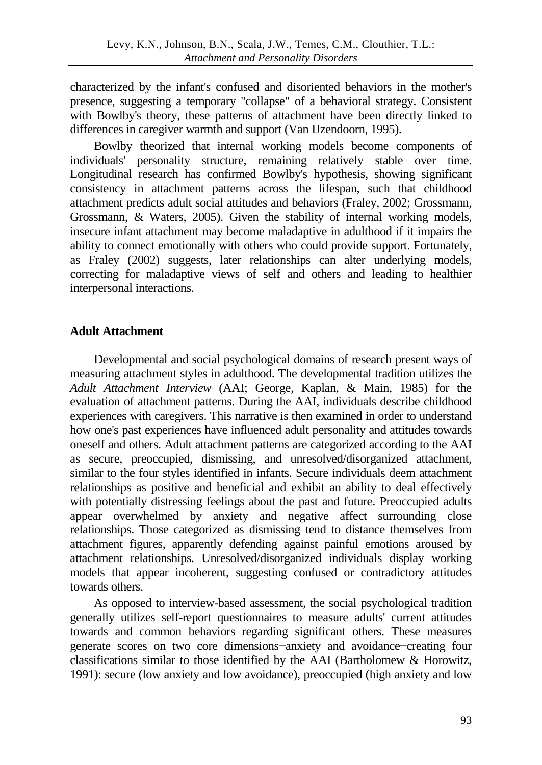characterized by the infant's confused and disoriented behaviors in the mother's presence, suggesting a temporary "collapse" of a behavioral strategy. Consistent with Bowlby's theory, these patterns of attachment have been directly linked to differences in caregiver warmth and support (Van IJzendoorn, 1995).

Bowlby theorized that internal working models become components of individuals' personality structure, remaining relatively stable over time. Longitudinal research has confirmed Bowlby's hypothesis, showing significant consistency in attachment patterns across the lifespan, such that childhood attachment predicts adult social attitudes and behaviors (Fraley, 2002; Grossmann, Grossmann, & Waters, 2005). Given the stability of internal working models, insecure infant attachment may become maladaptive in adulthood if it impairs the ability to connect emotionally with others who could provide support. Fortunately, as Fraley (2002) suggests, later relationships can alter underlying models, correcting for maladaptive views of self and others and leading to healthier interpersonal interactions.

## Adult Attachment

Developmental and social psychological domains of research present ways of measuring attachment styles in adulthood. The developmental tradition utilizes the *Adult Attachment Interview* (AAI; George, Kaplan, & Main, 1985) for the evaluation of attachment patterns. During the AAI, individuals describe childhood experiences with caregivers. This narrative is then examined in order to understand how one's past experiences have influenced adult personality and attitudes towards oneself and others. Adult attachment patterns are categorized according to the AAI as secure, preoccupied, dismissing, and unresolved/disorganized attachment, similar to the four styles identified in infants. Secure individuals deem attachment relationships as positive and beneficial and exhibit an ability to deal effectively with potentially distressing feelings about the past and future. Preoccupied adults appear overwhelmed by anxiety and negative affect surrounding close relationships. Those categorized as dismissing tend to distance themselves from attachment figures, apparently defending against painful emotions aroused by attachment relationships. Unresolved/disorganized individuals display working models that appear incoherent, suggesting confused or contradictory attitudes towards others.

As opposed to interview-based assessment, the social psychological tradition generally utilizes self-report questionnaires to measure adults' current attitudes towards and common behaviors regarding significant others. These measures generate scores on two core dimensions−anxiety and avoidance−creating four classifications similar to those identified by the AAI (Bartholomew & Horowitz, 1991): secure (low anxiety and low avoidance), preoccupied (high anxiety and low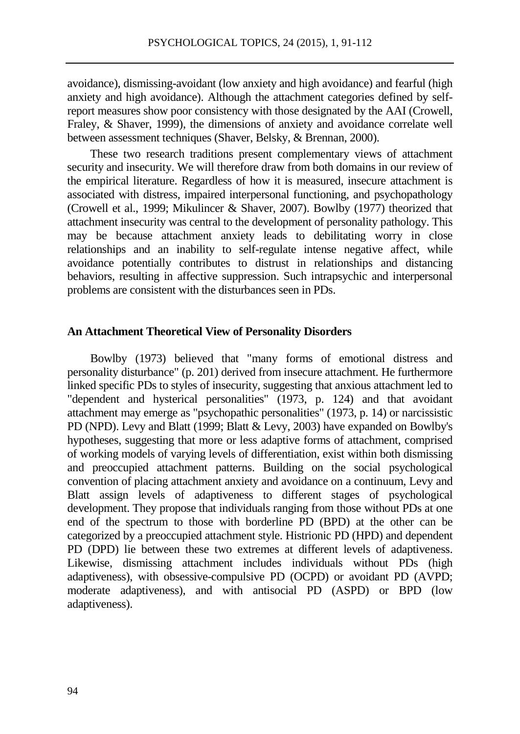avoidance), dismissing-avoidant (low anxiety and high avoidance) and fearful (high anxiety and high avoidance). Although the attachment categories defined by self-report measures show poor consistency with those designated by the AAI (Crowell, Fraley, & Shaver, 1999), the dimensions of anxiety and avoidance correlate well between assessment techniques (Shaver, Belsky, & Brennan, 2000).

These two research traditions present complementary views of attachment security and insecurity. We will therefore draw from both domains in our review of the empirical literature. Regardless of how it is measured, insecure attachment is associated with distress, impaired interpersonal functioning, and psychopathology (Crowell et al., 1999; Mikulincer & Shaver, 2007). Bowlby (1977) theorized that attachment insecurity was central to the development of personality pathology. This may be because attachment anxiety leads to debilitating worry in close relationships and an inability to self-regulate intense negative affect, while avoidance potentially contributes to distrust in relationships and distancing behaviors, resulting in affective suppression. Such intrapsychic and interpersonal problems are consistent with the disturbances seen in PDs.

## An Attachment Theoretical View of Personality Disorders

Bowlby (1973) believed that "many forms of emotional distress and personality disturbance" (p. 201) derived from insecure attachment. He furthermore linked specific PDs to styles of insecurity, suggesting that anxious attachment led to "dependent and hysterical personalities" (1973, p. 124) and that avoidant attachment may emerge as "psychopathic personalities" (1973, p. 14) or narcissistic PD (NPD). Levy and Blatt (1999; Blatt & Levy, 2003) have expanded on Bowlby's hypotheses, suggesting that more or less adaptive forms of attachment, comprised of working models of varying levels of differentiation, exist within both dismissing and preoccupied attachment patterns. Building on the social psychological convention of placing attachment anxiety and avoidance on a continuum, Levy and Blatt assign levels of adaptiveness to different stages of psychological development. They propose that individuals ranging from those without PDs at one end of the spectrum to those with borderline PD (BPD) at the other can be categorized by a preoccupied attachment style. Histrionic PD (HPD) and dependent PD (DPD) lie between these two extremes at different levels of adaptiveness. Likewise, dismissing attachment includes individuals without PDs (high adaptiveness), with obsessive-compulsive PD (OCPD) or avoidant PD (AVPD; moderate adaptiveness), and with antisocial PD (ASPD) or BPD (low adaptiveness).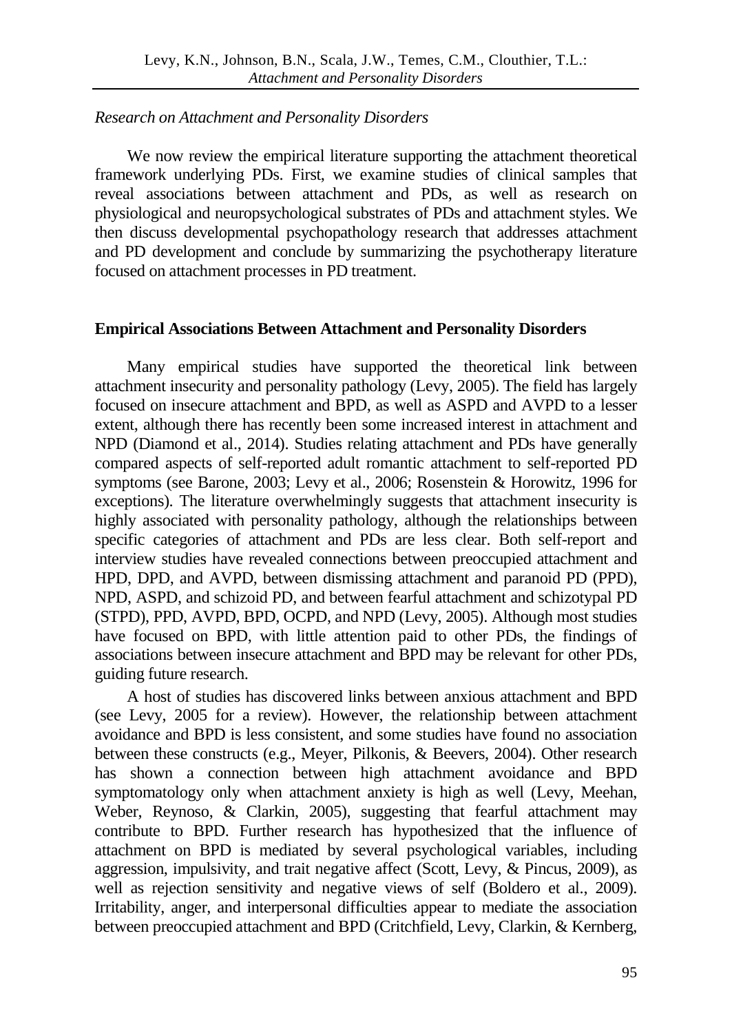*Research on Attachment and Personality Disorders*

We now review the empirical literature supporting the attachment theoretical framework underlying PDs. First, we examine studies of clinical samples that reveal associations between attachment and PDs, as well as research on physiological and neuropsychological substrates of PDs and attachment styles. We then discuss developmental psychopathology research that addresses attachment and PD development and conclude by summarizing the psychotherapy literature focused on attachment processes in PD treatment.

**Empirical Associations Between Attachment and Personality Disorders**

Many empirical studies have supported the theoretical link between attachment insecurity and personality pathology (Levy, 2005). The field has largely focused on insecure attachment and BPD, as well as ASPD and AVPD to a lesser extent, although there has recently been some increased interest in attachment and NPD (Diamond et al., 2014). Studies relating attachment and PDs have generally compared aspects of self-reported adult romantic attachment to self-reported PD symptoms (see Barone, 2003; Levy et al., 2006; Rosenstein & Horowitz, 1996 for exceptions). The literature overwhelmingly suggests that attachment insecurity is highly associated with personality pathology, although the relationships between specific categories of attachment and PDs are less clear. Both self-report and interview studies have revealed connections between preoccupied attachment and HPD, DPD, and AVPD, between dismissing attachment and paranoid PD (PPD), NPD, ASPD, and schizoid PD, and between fearful attachment and schizotypal PD (STPD), PPD, AVPD, BPD, OCPD, and NPD (Levy, 2005). Although most studies have focused on BPD, with little attention paid to other PDs, the findings of associations between insecure attachment and BPD may be relevant for other PDs, guiding future research.

A host of studies has discovered links between anxious attachment and BPD (see Levy, 2005 for a review). However, the relationship between attachment avoidance and BPD is less consistent, and some studies have found no association between these constructs (e.g., Meyer, Pilkonis, & Beevers, 2004). Other research has shown a connection between high attachment avoidance and BPD symptomatology only when attachment anxiety is high as well (Levy, Meehan, Weber, Reynoso, & Clarkin, 2005), suggesting that fearful attachment may contribute to BPD. Further research has hypothesized that the influence of attachment on BPD is mediated by several psychological variables, including aggression, impulsivity, and trait negative affect (Scott, Levy, & Pincus, 2009), as well as rejection sensitivity and negative views of self (Boldero et al., 2009). Irritability, anger, and interpersonal difficulties appear to mediate the association between preoccupied attachment and BPD (Critchfield, Levy, Clarkin, & Kernberg,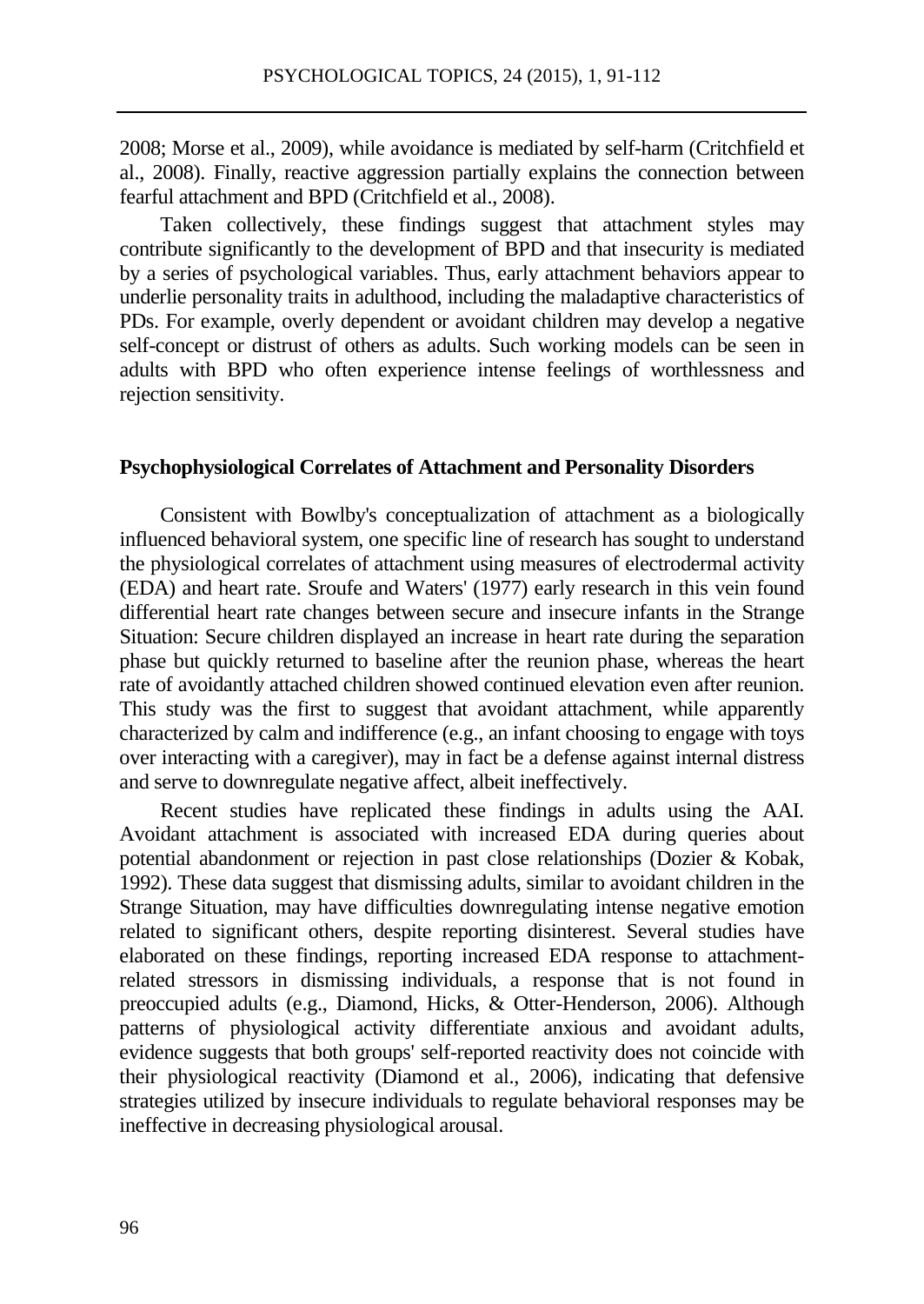2008; Morse et al., 2009), while avoidance is mediated by self-harm (Critchfield et al., 2008). Finally, reactive aggression partially explains the connection between fearful attachment and BPD (Critchfield et al., 2008).

Taken collectively, these findings suggest that attachment styles may contribute significantly to the development of BPD and that insecurity is mediated by a series of psychological variables. Thus, early attachment behaviors appear to underlie personality traits in adulthood, including the maladaptive characteristics of PDs. For example, overly dependent or avoidant children may develop a negative self-concept or distrust of others as adults. Such working models can be seen in adults with BPD who often experience intense feelings of worthlessness and rejection sensitivity.

## Psychophysiological Correlates of Attachment and Personality Disorders

Consistent with Bowlby's conceptualization of attachment as a biologically influenced behavioral system, one specific line of research has sought to understand the physiological correlates of attachment using measures of electrodermal activity (EDA) and heart rate. Sroufe and Waters' (1977) early research in this vein found differential heart rate changes between secure and insecure infants in the Strange Situation: Secure children displayed an increase in heart rate during the separation phase but quickly returned to baseline after the reunion phase, whereas the heart rate of avoidantly attached children showed continued elevation even after reunion. This study was the first to suggest that avoidant attachment, while apparently characterized by calm and indifference (e.g., an infant choosing to engage with toys over interacting with a caregiver), may in fact be a defense against internal distress and serve to downregulate negative affect, albeit ineffectively.

Recent studies have replicated these findings in adults using the AAI. Avoidant attachment is associated with increased EDA during queries about potential abandonment or rejection in past close relationships (Dozier & Kobak, 1992). These data suggest that dismissing adults, similar to avoidant children in the Strange Situation, may have difficulties downregulating intense negative emotion related to significant others, despite reporting disinterest. Several studies have elaborated on these findings, reporting increased EDA response to attachment-related stressors in dismissing individuals, a response that is not found in preoccupied adults (e.g., Diamond, Hicks, & Otter-Henderson, 2006). Although patterns of physiological activity differentiate anxious and avoidant adults, evidence suggests that both groups' self-reported reactivity does not coincide with their physiological reactivity (Diamond et al., 2006), indicating that defensive strategies utilized by insecure individuals to regulate behavioral responses may be ineffective in decreasing physiological arousal.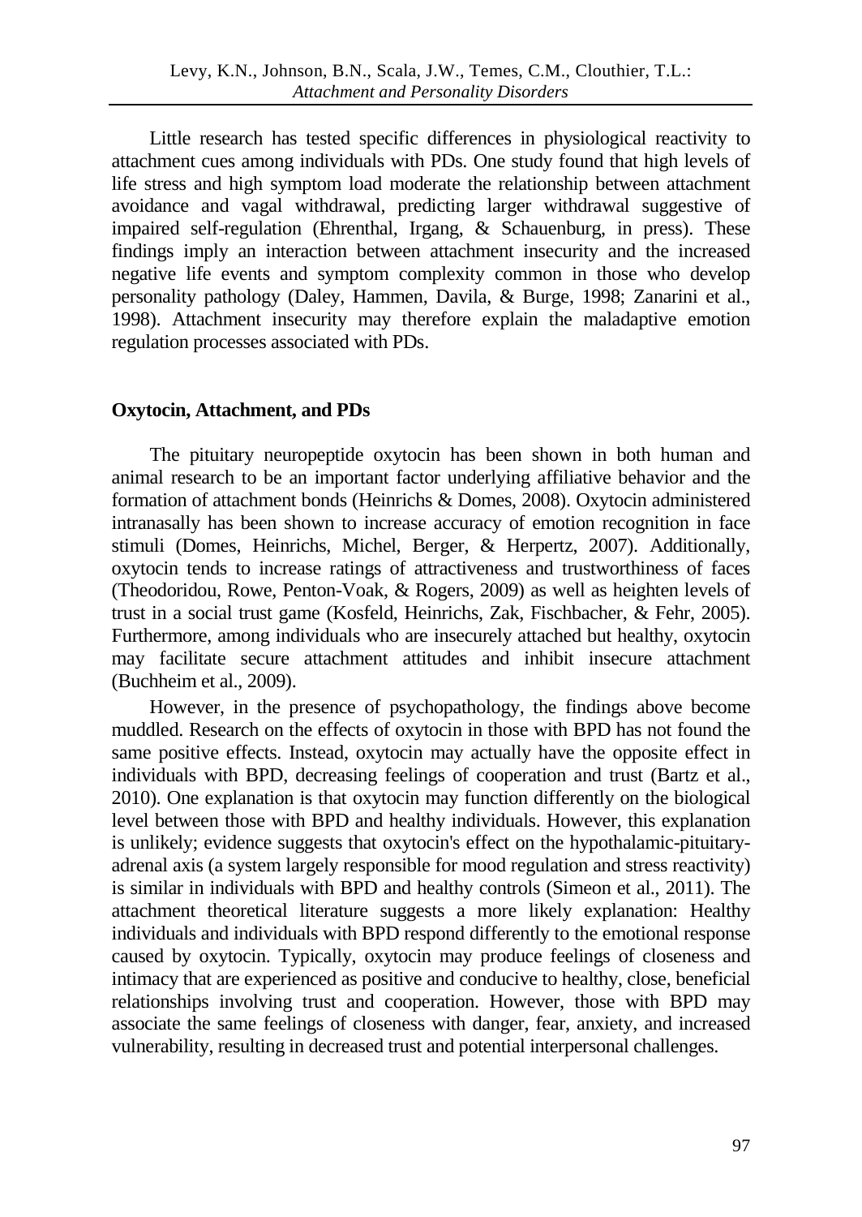Little research has tested specific differences in physiological reactivity to attachment cues among individuals with PDs. One study found that high levels of life stress and high symptom load moderate the relationship between attachment avoidance and vagal withdrawal, predicting larger withdrawal suggestive of impaired self-regulation (Ehrenthal, Irgang, & Schauenburg, in press). These findings imply an interaction between attachment insecurity and the increased negative life events and symptom complexity common in those who develop personality pathology (Daley, Hammen, Davila, & Burge, 1998; Zanarini et al., 1998). Attachment insecurity may therefore explain the maladaptive emotion regulation processes associated with PDs.

**Oxytocin, Attachment, and PDs**

The pituitary neuropeptide oxytocin has been shown in both human and animal research to be an important factor underlying affiliative behavior and the formation of attachment bonds (Heinrichs & Domes, 2008). Oxytocin administered intranasally has been shown to increase accuracy of emotion recognition in face stimuli (Domes, Heinrichs, Michel, Berger, & Herpertz, 2007). Additionally, oxytocin tends to increase ratings of attractiveness and trustworthiness of faces (Theodoridou, Rowe, Penton-Voak, & Rogers, 2009) as well as heighten levels of trust in a social trust game (Kosfeld, Heinrichs, Zak, Fischbacher, & Fehr, 2005). Furthermore, among individuals who are insecurely attached but healthy, oxytocin may facilitate secure attachment attitudes and inhibit insecure attachment (Buchheim et al., 2009).

However, in the presence of psychopathology, the findings above become muddled. Research on the effects of oxytocin in those with BPD has not found the same positive effects. Instead, oxytocin may actually have the opposite effect in individuals with BPD, decreasing feelings of cooperation and trust (Bartz et al., 2010). One explanation is that oxytocin may function differently on the biological level between those with BPD and healthy individuals. However, this explanation is unlikely; evidence suggests that oxytocin's effect on the hypothalamic-pituitary-adrenal axis (a system largely responsible for mood regulation and stress reactivity) is similar in individuals with BPD and healthy controls (Simeon et al., 2011). The attachment theoretical literature suggests a more likely explanation: Healthy individuals and individuals with BPD respond differently to the emotional response caused by oxytocin. Typically, oxytocin may produce feelings of closeness and intimacy that are experienced as positive and conducive to healthy, close, beneficial relationships involving trust and cooperation. However, those with BPD may associate the same feelings of closeness with danger, fear, anxiety, and increased vulnerability, resulting in decreased trust and potential interpersonal challenges.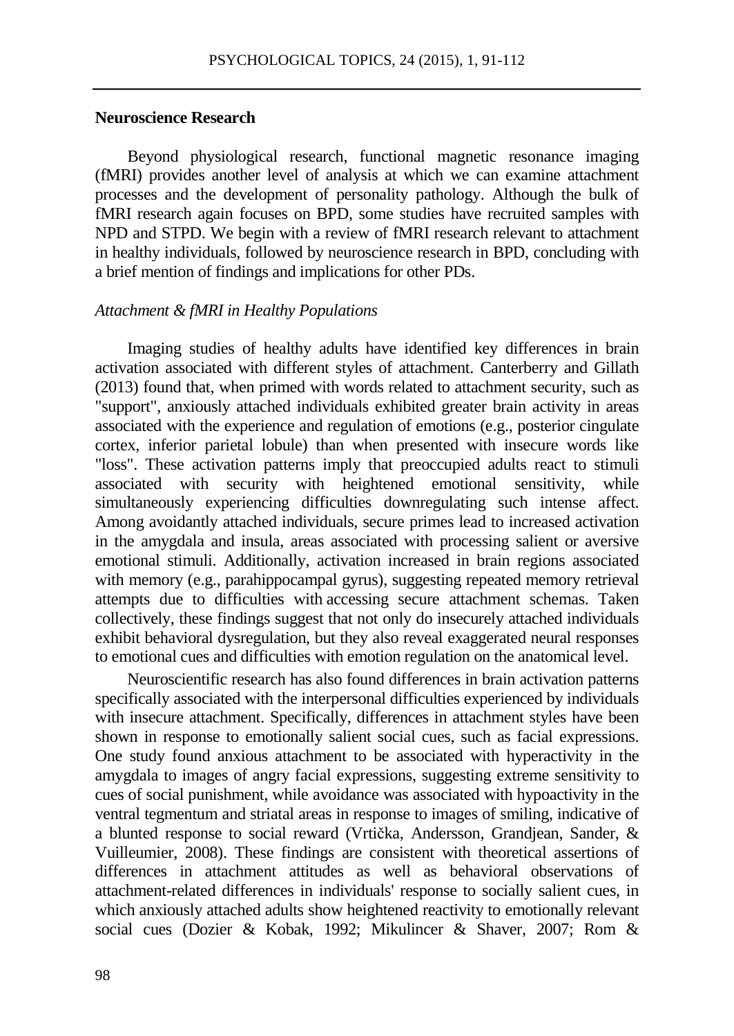## Neuroscience Research

Beyond physiological research, functional magnetic resonance imaging (fMRI) provides another level of analysis at which we can examine attachment processes and the development of personality pathology. Although the bulk of fMRI research again focuses on BPD, some studies have recruited samples with NPD and STPD. We begin with a review of fMRI research relevant to attachment in healthy individuals, followed by neuroscience research in BPD, concluding with a brief mention of findings and implications for other PDs.

### *Attachment & fMRI in Healthy Populations*

Imaging studies of healthy adults have identified key differences in brain activation associated with different styles of attachment. Canterberry and Gillath (2013) found that, when primed with words related to attachment security, such as "support", anxiously attached individuals exhibited greater brain activity in areas associated with the experience and regulation of emotions (e.g., posterior cingulate cortex, inferior parietal lobule) than when presented with insecure words like "loss". These activation patterns imply that preoccupied adults react to stimuli associated with security with heightened emotional sensitivity, while simultaneously experiencing difficulties downregulating such intense affect. Among avoidantly attached individuals, secure primes lead to increased activation in the amygdala and insula, areas associated with processing salient or aversive emotional stimuli. Additionally, activation increased in brain regions associated with memory (e.g., parahippocampal gyrus), suggesting repeated memory retrieval attempts due to difficulties with accessing secure attachment schemas. Taken collectively, these findings suggest that not only do insecurely attached individuals exhibit behavioral dysregulation, but they also reveal exaggerated neural responses to emotional cues and difficulties with emotion regulation on the anatomical level.

Neuroscientific research has also found differences in brain activation patterns specifically associated with the interpersonal difficulties experienced by individuals with insecure attachment. Specifically, differences in attachment styles have been shown in response to emotionally salient social cues, such as facial expressions. One study found anxious attachment to be associated with hyperactivity in the amygdala to images of angry facial expressions, suggesting extreme sensitivity to cues of social punishment, while avoidance was associated with hypoactivity in the ventral tegmentum and striatal areas in response to images of smiling, indicative of a blunted response to social reward (Vrtička, Andersson, Grandjean, Sander, & Vuilleumier, 2008). These findings are consistent with theoretical assertions of differences in attachment attitudes as well as behavioral observations of attachment-related differences in individuals' response to socially salient cues, in which anxiously attached adults show heightened reactivity to emotionally relevant social cues (Dozier & Kobak, 1992; Mikulincer & Shaver, 2007; Rom &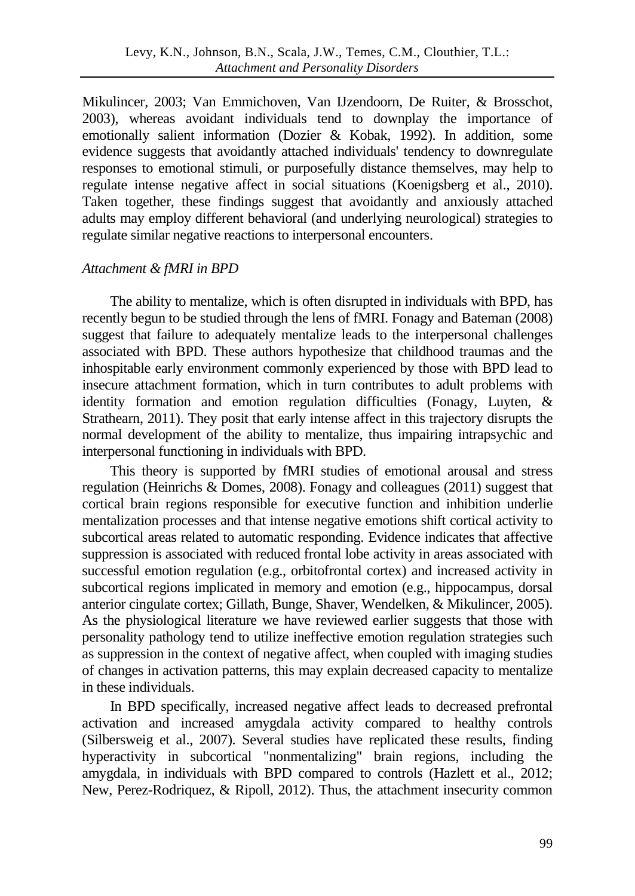Mikulincer, 2003; Van Emmichoven, Van IJzendoorn, De Ruiter, & Brosschot, 2003), whereas avoidant individuals tend to downplay the importance of emotionally salient information (Dozier & Kobak, 1992). In addition, some evidence suggests that avoidantly attached individuals' tendency to downregulate responses to emotional stimuli, or purposefully distance themselves, may help to regulate intense negative affect in social situations (Koenigsberg et al., 2010). Taken together, these findings suggest that avoidantly and anxiously attached adults may employ different behavioral (and underlying neurological) strategies to regulate similar negative reactions to interpersonal encounters.

### *Attachment & fMRI in BPD*

The ability to mentalize, which is often disrupted in individuals with BPD, has recently begun to be studied through the lens of fMRI. Fonagy and Bateman (2008) suggest that failure to adequately mentalize leads to the interpersonal challenges associated with BPD. These authors hypothesize that childhood traumas and the inhospitable early environment commonly experienced by those with BPD lead to insecure attachment formation, which in turn contributes to adult problems with identity formation and emotion regulation difficulties (Fonagy, Luyten, & Strathearn, 2011). They posit that early intense affect in this trajectory disrupts the normal development of the ability to mentalize, thus impairing intrapsychic and interpersonal functioning in individuals with BPD.

This theory is supported by fMRI studies of emotional arousal and stress regulation (Heinrichs & Domes, 2008). Fonagy and colleagues (2011) suggest that cortical brain regions responsible for executive function and inhibition underlie mentalization processes and that intense negative emotions shift cortical activity to subcortical areas related to automatic responding. Evidence indicates that affective suppression is associated with reduced frontal lobe activity in areas associated with successful emotion regulation (e.g., orbitofrontal cortex) and increased activity in subcortical regions implicated in memory and emotion (e.g., hippocampus, dorsal anterior cingulate cortex; Gillath, Bunge, Shaver, Wendelken, & Mikulincer, 2005). As the physiological literature we have reviewed earlier suggests that those with personality pathology tend to utilize ineffective emotion regulation strategies such as suppression in the context of negative affect, when coupled with imaging studies of changes in activation patterns, this may explain decreased capacity to mentalize in these individuals.

In BPD specifically, increased negative affect leads to decreased prefrontal activation and increased amygdala activity compared to healthy controls (Silbersweig et al., 2007). Several studies have replicated these results, finding hyperactivity in subcortical "nonmentalizing" brain regions, including the amygdala, in individuals with BPD compared to controls (Hazlett et al., 2012; New, Perez-Rodriquez, & Ripoll, 2012). Thus, the attachment insecurity common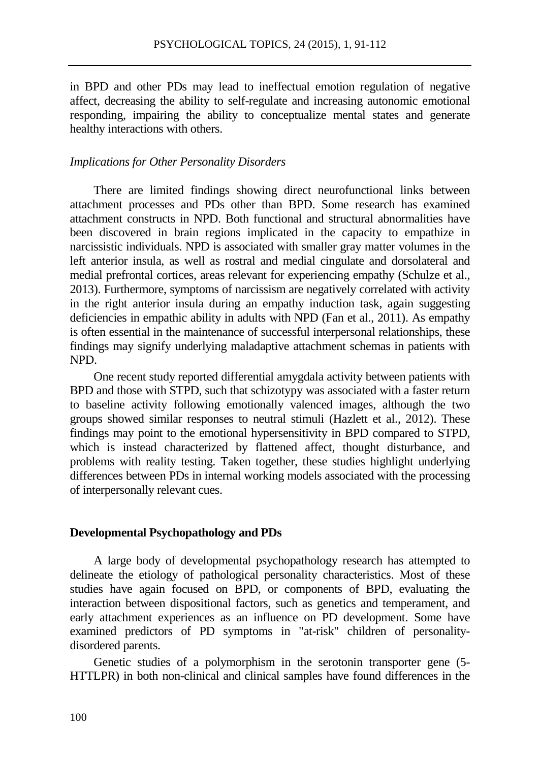in BPD and other PDs may lead to ineffectual emotion regulation of negative affect, decreasing the ability to self-regulate and increasing autonomic emotional responding, impairing the ability to conceptualize mental states and generate healthy interactions with others.

### *Implications for Other Personality Disorders*

There are limited findings showing direct neurofunctional links between attachment processes and PDs other than BPD. Some research has examined attachment constructs in NPD. Both functional and structural abnormalities have been discovered in brain regions implicated in the capacity to empathize in narcissistic individuals. NPD is associated with smaller gray matter volumes in the left anterior insula, as well as rostral and medial cingulate and dorsolateral and medial prefrontal cortices, areas relevant for experiencing empathy (Schulze et al., 2013). Furthermore, symptoms of narcissism are negatively correlated with activity in the right anterior insula during an empathy induction task, again suggesting deficiencies in empathic ability in adults with NPD (Fan et al., 2011). As empathy is often essential in the maintenance of successful interpersonal relationships, these findings may signify underlying maladaptive attachment schemas in patients with NPD.

One recent study reported differential amygdala activity between patients with BPD and those with STPD, such that schizotypy was associated with a faster return to baseline activity following emotionally valenced images, although the two groups showed similar responses to neutral stimuli (Hazlett et al., 2012). These findings may point to the emotional hypersensitivity in BPD compared to STPD, which is instead characterized by flattened affect, thought disturbance, and problems with reality testing. Taken together, these studies highlight underlying differences between PDs in internal working models associated with the processing of interpersonally relevant cues.

## **Developmental Psychopathology and PDs**

A large body of developmental psychopathology research has attempted to delineate the etiology of pathological personality characteristics. Most of these studies have again focused on BPD, or components of BPD, evaluating the interaction between dispositional factors, such as genetics and temperament, and early attachment experiences as an influence on PD development. Some have examined predictors of PD symptoms in "at-risk" children of personality-disordered parents.

Genetic studies of a polymorphism in the serotonin transporter gene (5-HTTLPR) in both non-clinical and clinical samples have found differences in the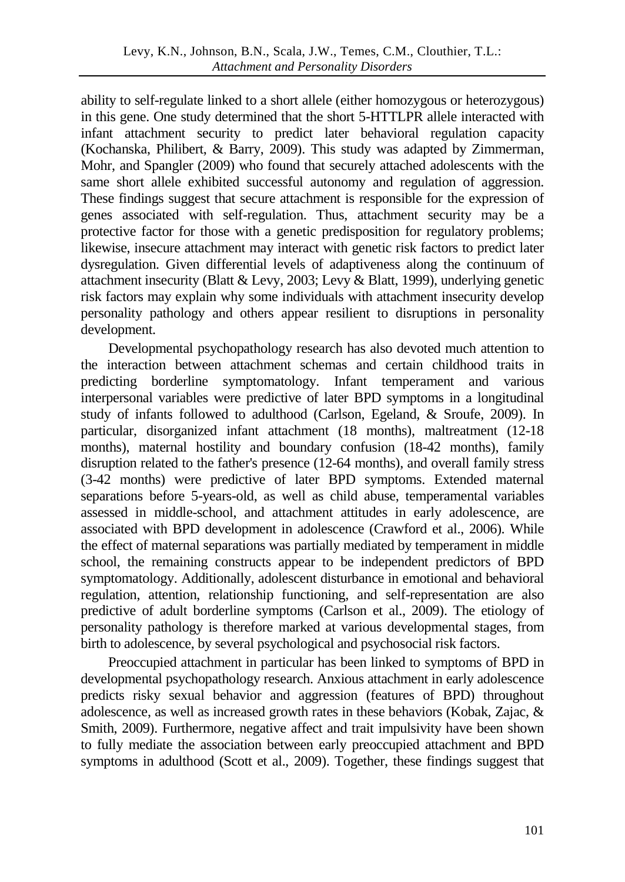ability to self-regulate linked to a short allele (either homozygous or heterozygous) in this gene. One study determined that the short 5-HTTLPR allele interacted with infant attachment security to predict later behavioral regulation capacity (Kochanska, Philibert, & Barry, 2009). This study was adapted by Zimmerman, Mohr, and Spangler (2009) who found that securely attached adolescents with the same short allele exhibited successful autonomy and regulation of aggression. These findings suggest that secure attachment is responsible for the expression of genes associated with self-regulation. Thus, attachment security may be a protective factor for those with a genetic predisposition for regulatory problems; likewise, insecure attachment may interact with genetic risk factors to predict later dysregulation. Given differential levels of adaptiveness along the continuum of attachment insecurity (Blatt & Levy, 2003; Levy & Blatt, 1999), underlying genetic risk factors may explain why some individuals with attachment insecurity develop personality pathology and others appear resilient to disruptions in personality development.

Developmental psychopathology research has also devoted much attention to the interaction between attachment schemas and certain childhood traits in predicting borderline symptomatology. Infant temperament and various interpersonal variables were predictive of later BPD symptoms in a longitudinal study of infants followed to adulthood (Carlson, Egeland, & Sroufe, 2009). In particular, disorganized infant attachment (18 months), maltreatment (12-18 months), maternal hostility and boundary confusion (18-42 months), family disruption related to the father's presence (12-64 months), and overall family stress (3-42 months) were predictive of later BPD symptoms. Extended maternal separations before 5-years-old, as well as child abuse, temperamental variables assessed in middle-school, and attachment attitudes in early adolescence, are associated with BPD development in adolescence (Crawford et al., 2006). While the effect of maternal separations was partially mediated by temperament in middle school, the remaining constructs appear to be independent predictors of BPD symptomatology. Additionally, adolescent disturbance in emotional and behavioral regulation, attention, relationship functioning, and self-representation are also predictive of adult borderline symptoms (Carlson et al., 2009). The etiology of personality pathology is therefore marked at various developmental stages, from birth to adolescence, by several psychological and psychosocial risk factors.

Preoccupied attachment in particular has been linked to symptoms of BPD in developmental psychopathology research. Anxious attachment in early adolescence predicts risky sexual behavior and aggression (features of BPD) throughout adolescence, as well as increased growth rates in these behaviors (Kobak, Zajac, & Smith, 2009). Furthermore, negative affect and trait impulsivity have been shown to fully mediate the association between early preoccupied attachment and BPD symptoms in adulthood (Scott et al., 2009). Together, these findings suggest that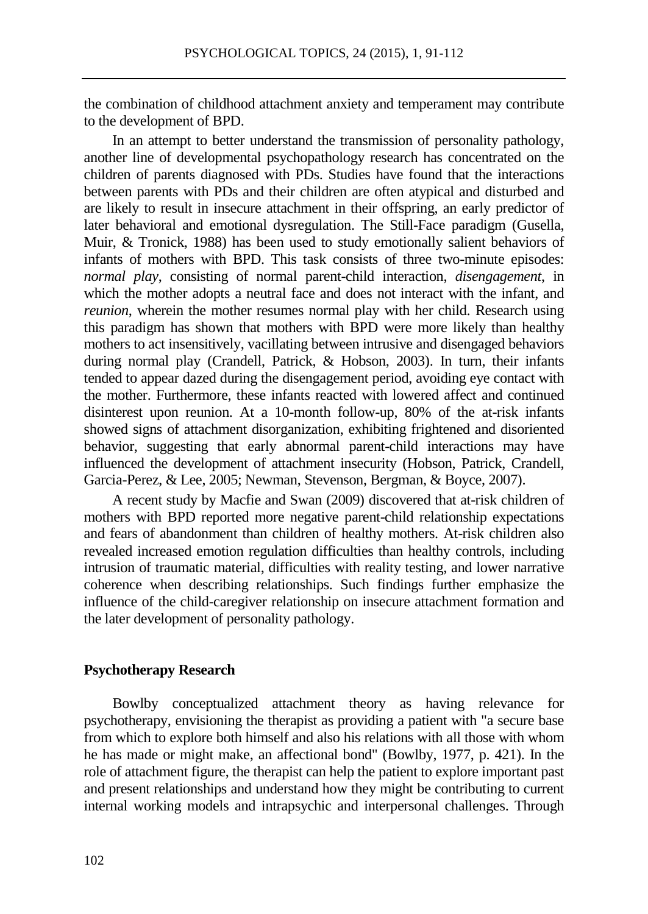the combination of childhood attachment anxiety and temperament may contribute to the development of BPD.

In an attempt to better understand the transmission of personality pathology, another line of developmental psychopathology research has concentrated on the children of parents diagnosed with PDs. Studies have found that the interactions between parents with PDs and their children are often atypical and disturbed and are likely to result in insecure attachment in their offspring, an early predictor of later behavioral and emotional dysregulation. The Still-Face paradigm (Gusella, Muir, & Tronick, 1988) has been used to study emotionally salient behaviors of infants of mothers with BPD. This task consists of three two-minute episodes: *normal play*, consisting of normal parent-child interaction, *disengagement*, in which the mother adopts a neutral face and does not interact with the infant, and *reunion*, wherein the mother resumes normal play with her child. Research using this paradigm has shown that mothers with BPD were more likely than healthy mothers to act insensitively, vacillating between intrusive and disengaged behaviors during normal play (Crandell, Patrick, & Hobson, 2003). In turn, their infants tended to appear dazed during the disengagement period, avoiding eye contact with the mother. Furthermore, these infants reacted with lowered affect and continued disinterest upon reunion. At a 10-month follow-up, 80% of the at-risk infants showed signs of attachment disorganization, exhibiting frightened and disoriented behavior, suggesting that early abnormal parent-child interactions may have influenced the development of attachment insecurity (Hobson, Patrick, Crandell, Garcia-Perez, & Lee, 2005; Newman, Stevenson, Bergman, & Boyce, 2007).

A recent study by Macfie and Swan (2009) discovered that at-risk children of mothers with BPD reported more negative parent-child relationship expectations and fears of abandonment than children of healthy mothers. At-risk children also revealed increased emotion regulation difficulties than healthy controls, including intrusion of traumatic material, difficulties with reality testing, and lower narrative coherence when describing relationships. Such findings further emphasize the influence of the child-caregiver relationship on insecure attachment formation and the later development of personality pathology.

## Psychotherapy Research

Bowlby conceptualized attachment theory as having relevance for psychotherapy, envisioning the therapist as providing a patient with "a secure base from which to explore both himself and also his relations with all those with whom he has made or might make, an affectional bond" (Bowlby, 1977, p. 421). In the role of attachment figure, the therapist can help the patient to explore important past and present relationships and understand how they might be contributing to current internal working models and intrapsychic and interpersonal challenges. Through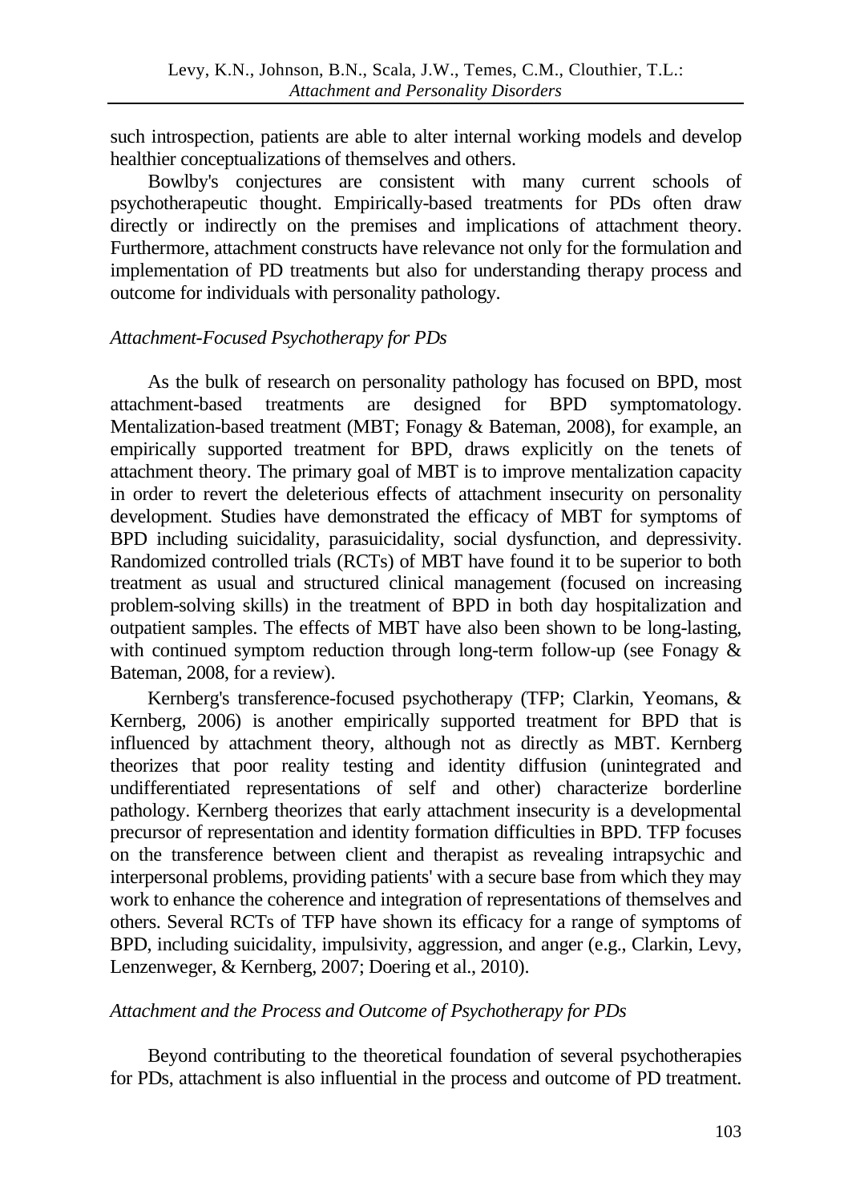such introspection, patients are able to alter internal working models and develop healthier conceptualizations of themselves and others.

Bowlby's conjectures are consistent with many current schools of psychotherapeutic thought. Empirically-based treatments for PDs often draw directly or indirectly on the premises and implications of attachment theory. Furthermore, attachment constructs have relevance not only for the formulation and implementation of PD treatments but also for understanding therapy process and outcome for individuals with personality pathology.

### *Attachment-Focused Psychotherapy for PDs*

As the bulk of research on personality pathology has focused on BPD, most attachment-based treatments are designed for BPD symptomatology. Mentalization-based treatment (MBT; Fonagy & Bateman, 2008), for example, an empirically supported treatment for BPD, draws explicitly on the tenets of attachment theory. The primary goal of MBT is to improve mentalization capacity in order to revert the deleterious effects of attachment insecurity on personality development. Studies have demonstrated the efficacy of MBT for symptoms of BPD including suicidality, parasuicidality, social dysfunction, and depressivity. Randomized controlled trials (RCTs) of MBT have found it to be superior to both treatment as usual and structured clinical management (focused on increasing problem-solving skills) in the treatment of BPD in both day hospitalization and outpatient samples. The effects of MBT have also been shown to be long-lasting, with continued symptom reduction through long-term follow-up (see Fonagy & Bateman, 2008, for a review).

Kernberg's transference-focused psychotherapy (TFP; Clarkin, Yeomans, & Kernberg, 2006) is another empirically supported treatment for BPD that is influenced by attachment theory, although not as directly as MBT. Kernberg theorizes that poor reality testing and identity diffusion (unintegrated and undifferentiated representations of self and other) characterize borderline pathology. Kernberg theorizes that early attachment insecurity is a developmental precursor of representation and identity formation difficulties in BPD. TFP focuses on the transference between client and therapist as revealing intrapsychic and interpersonal problems, providing patients' with a secure base from which they may work to enhance the coherence and integration of representations of themselves and others. Several RCTs of TFP have shown its efficacy for a range of symptoms of BPD, including suicidality, impulsivity, aggression, and anger (e.g., Clarkin, Levy, Lenzenweger, & Kernberg, 2007; Doering et al., 2010).

### *Attachment and the Process and Outcome of Psychotherapy for PDs*

Beyond contributing to the theoretical foundation of several psychotherapies for PDs, attachment is also influential in the process and outcome of PD treatment.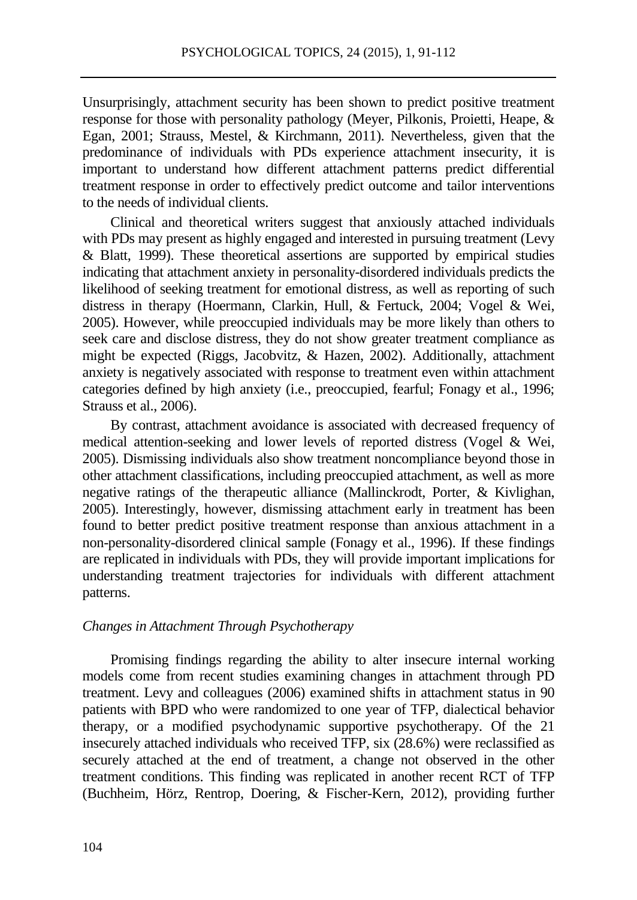Unsurprisingly, attachment security has been shown to predict positive treatment response for those with personality pathology (Meyer, Pilkonis, Proietti, Heape, & Egan, 2001; Strauss, Mestel, & Kirchmann, 2011). Nevertheless, given that the predominance of individuals with PDs experience attachment insecurity, it is important to understand how different attachment patterns predict differential treatment response in order to effectively predict outcome and tailor interventions to the needs of individual clients.

Clinical and theoretical writers suggest that anxiously attached individuals with PDs may present as highly engaged and interested in pursuing treatment (Levy & Blatt, 1999). These theoretical assertions are supported by empirical studies indicating that attachment anxiety in personality-disordered individuals predicts the likelihood of seeking treatment for emotional distress, as well as reporting of such distress in therapy (Hoermann, Clarkin, Hull, & Fertuck, 2004; Vogel & Wei, 2005). However, while preoccupied individuals may be more likely than others to seek care and disclose distress, they do not show greater treatment compliance as might be expected (Riggs, Jacobvitz, & Hazen, 2002). Additionally, attachment anxiety is negatively associated with response to treatment even within attachment categories defined by high anxiety (i.e., preoccupied, fearful; Fonagy et al., 1996; Strauss et al., 2006).

By contrast, attachment avoidance is associated with decreased frequency of medical attention-seeking and lower levels of reported distress (Vogel & Wei, 2005). Dismissing individuals also show treatment noncompliance beyond those in other attachment classifications, including preoccupied attachment, as well as more negative ratings of the therapeutic alliance (Mallinckrodt, Porter, & Kivlighan, 2005). Interestingly, however, dismissing attachment early in treatment has been found to better predict positive treatment response than anxious attachment in a non-personality-disordered clinical sample (Fonagy et al., 1996). If these findings are replicated in individuals with PDs, they will provide important implications for understanding treatment trajectories for individuals with different attachment patterns.

*Changes in Attachment Through Psychotherapy*

Promising findings regarding the ability to alter insecure internal working models come from recent studies examining changes in attachment through PD treatment. Levy and colleagues (2006) examined shifts in attachment status in 90 patients with BPD who were randomized to one year of TFP, dialectical behavior therapy, or a modified psychodynamic supportive psychotherapy. Of the 21 insecurely attached individuals who received TFP, six (28.6%) were reclassified as securely attached at the end of treatment, a change not observed in the other treatment conditions. This finding was replicated in another recent RCT of TFP (Buchheim, Hörz, Rentrop, Doering, & Fischer-Kern, 2012), providing further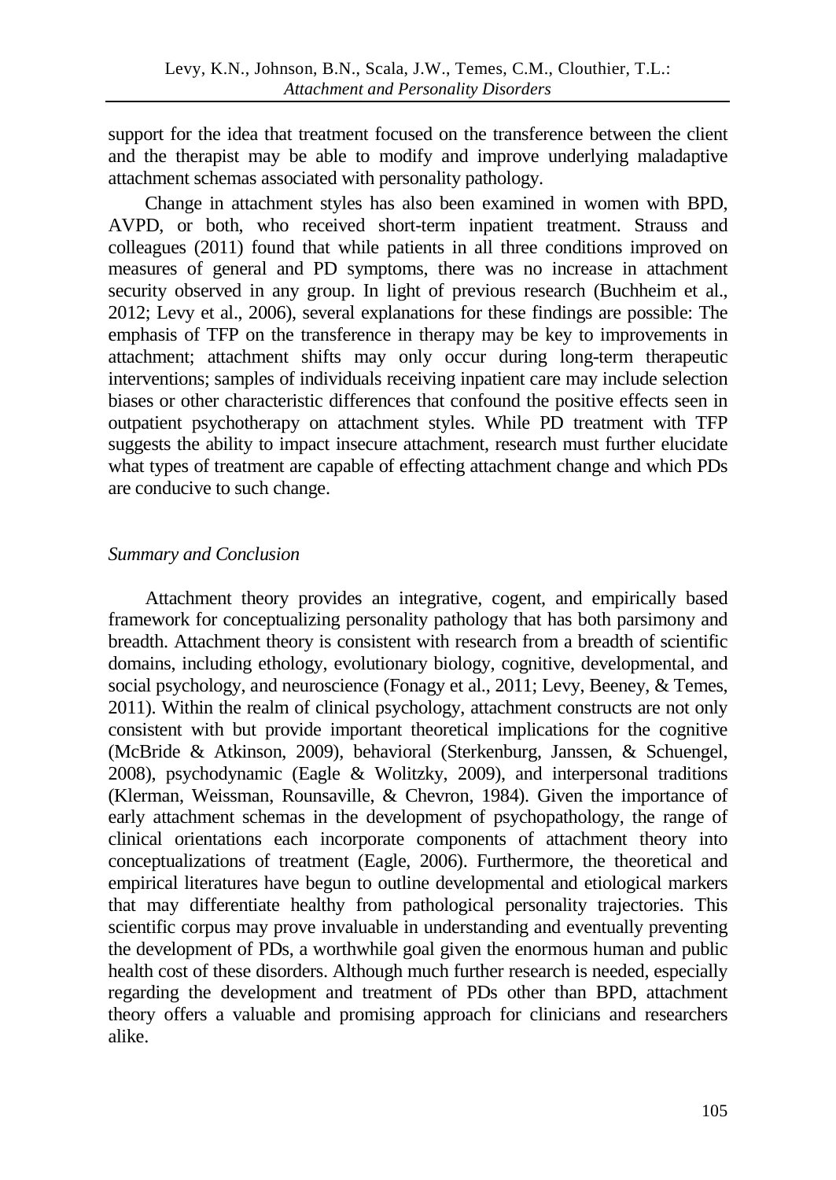support for the idea that treatment focused on the transference between the client and the therapist may be able to modify and improve underlying maladaptive attachment schemas associated with personality pathology.

Change in attachment styles has also been examined in women with BPD, AVPD, or both, who received short-term inpatient treatment. Strauss and colleagues (2011) found that while patients in all three conditions improved on measures of general and PD symptoms, there was no increase in attachment security observed in any group. In light of previous research (Buchheim et al., 2012; Levy et al., 2006), several explanations for these findings are possible: The emphasis of TFP on the transference in therapy may be key to improvements in attachment; attachment shifts may only occur during long-term therapeutic interventions; samples of individuals receiving inpatient care may include selection biases or other characteristic differences that confound the positive effects seen in outpatient psychotherapy on attachment styles. While PD treatment with TFP suggests the ability to impact insecure attachment, research must further elucidate what types of treatment are capable of effecting attachment change and which PDs are conducive to such change.

### *Summary and Conclusion*

Attachment theory provides an integrative, cogent, and empirically based framework for conceptualizing personality pathology that has both parsimony and breadth. Attachment theory is consistent with research from a breadth of scientific domains, including ethology, evolutionary biology, cognitive, developmental, and social psychology, and neuroscience (Fonagy et al., 2011; Levy, Beeney, & Temes, 2011). Within the realm of clinical psychology, attachment constructs are not only consistent with but provide important theoretical implications for the cognitive (McBride & Atkinson, 2009), behavioral (Sterkenburg, Janssen, & Schuengel, 2008), psychodynamic (Eagle & Wolitzky, 2009), and interpersonal traditions (Klerman, Weissman, Rounsaville, & Chevron, 1984). Given the importance of early attachment schemas in the development of psychopathology, the range of clinical orientations each incorporate components of attachment theory into conceptualizations of treatment (Eagle, 2006). Furthermore, the theoretical and empirical literatures have begun to outline developmental and etiological markers that may differentiate healthy from pathological personality trajectories. This scientific corpus may prove invaluable in understanding and eventually preventing the development of PDs, a worthwhile goal given the enormous human and public health cost of these disorders. Although much further research is needed, especially regarding the development and treatment of PDs other than BPD, attachment theory offers a valuable and promising approach for clinicians and researchers alike.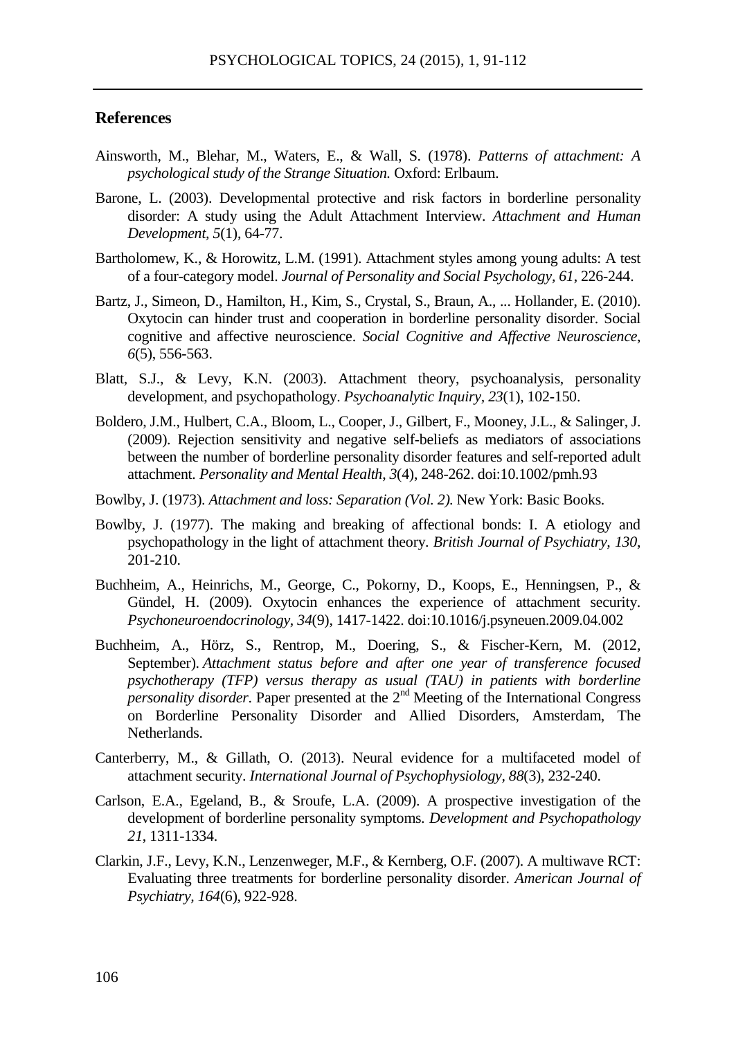## References

Ainsworth, M., Blehar, M., Waters, E., & Wall, S. (1978). *Patterns of attachment: A psychological study of the Strange Situation.* Oxford: Erlbaum.

Barone, L. (2003). Developmental protective and risk factors in borderline personality disorder: A study using the Adult Attachment Interview. *Attachment and Human Development, 5*(1), 64-77.

Bartholomew, K., & Horowitz, L.M. (1991). Attachment styles among young adults: A test of a four-category model. *Journal of Personality and Social Psychology, 61*, 226-244.

Bartz, J., Simeon, D., Hamilton, H., Kim, S., Crystal, S., Braun, A., ... Hollander, E. (2010). Oxytocin can hinder trust and cooperation in borderline personality disorder. Social cognitive and affective neuroscience. *Social Cognitive and Affective Neuroscience, 6*(5), 556-563.

Blatt, S.J., & Levy, K.N. (2003). Attachment theory, psychoanalysis, personality development, and psychopathology. *Psychoanalytic Inquiry, 23*(1), 102-150.

Boldero, J.M., Hulbert, C.A., Bloom, L., Cooper, J., Gilbert, F., Mooney, J.L., & Salinger, J. (2009). Rejection sensitivity and negative self-beliefs as mediators of associations between the number of borderline personality disorder features and self-reported adult attachment. *Personality and Mental Health*, *3*(4), 248-262. doi:10.1002/pmh.93

Bowlby, J. (1973). *Attachment and loss: Separation (Vol. 2).* New York: Basic Books.

Bowlby, J. (1977). The making and breaking of affectional bonds: I. A etiology and psychopathology in the light of attachment theory. *British Journal of Psychiatry, 130*, 201-210.

Buchheim, A., Heinrichs, M., George, C., Pokorny, D., Koops, E., Henningsen, P., & Gündel, H. (2009). Oxytocin enhances the experience of attachment security. *Psychoneuroendocrinology*, *34*(9), 1417-1422. doi:10.1016/j.psyneuen.2009.04.002

Buchheim, A., Hörz, S., Rentrop, M., Doering, S., & Fischer-Kern, M. (2012, September). *Attachment status before and after one year of transference focused psychotherapy (TFP) versus therapy as usual (TAU) in patients with borderline personality disorder*. Paper presented at the 2nd Meeting of the International Congress on Borderline Personality Disorder and Allied Disorders, Amsterdam, The Netherlands.

Canterberry, M., & Gillath, O. (2013). Neural evidence for a multifaceted model of attachment security. *International Journal of Psychophysiology*, *88*(3), 232-240.

Carlson, E.A., Egeland, B., & Sroufe, L.A. (2009). A prospective investigation of the development of borderline personality symptoms. *Development and Psychopathology 21*, 1311-1334.

Clarkin, J.F., Levy, K.N., Lenzenweger, M.F., & Kernberg, O.F. (2007). A multiwave RCT: Evaluating three treatments for borderline personality disorder. *American Journal of Psychiatry*, *164*(6), 922-928.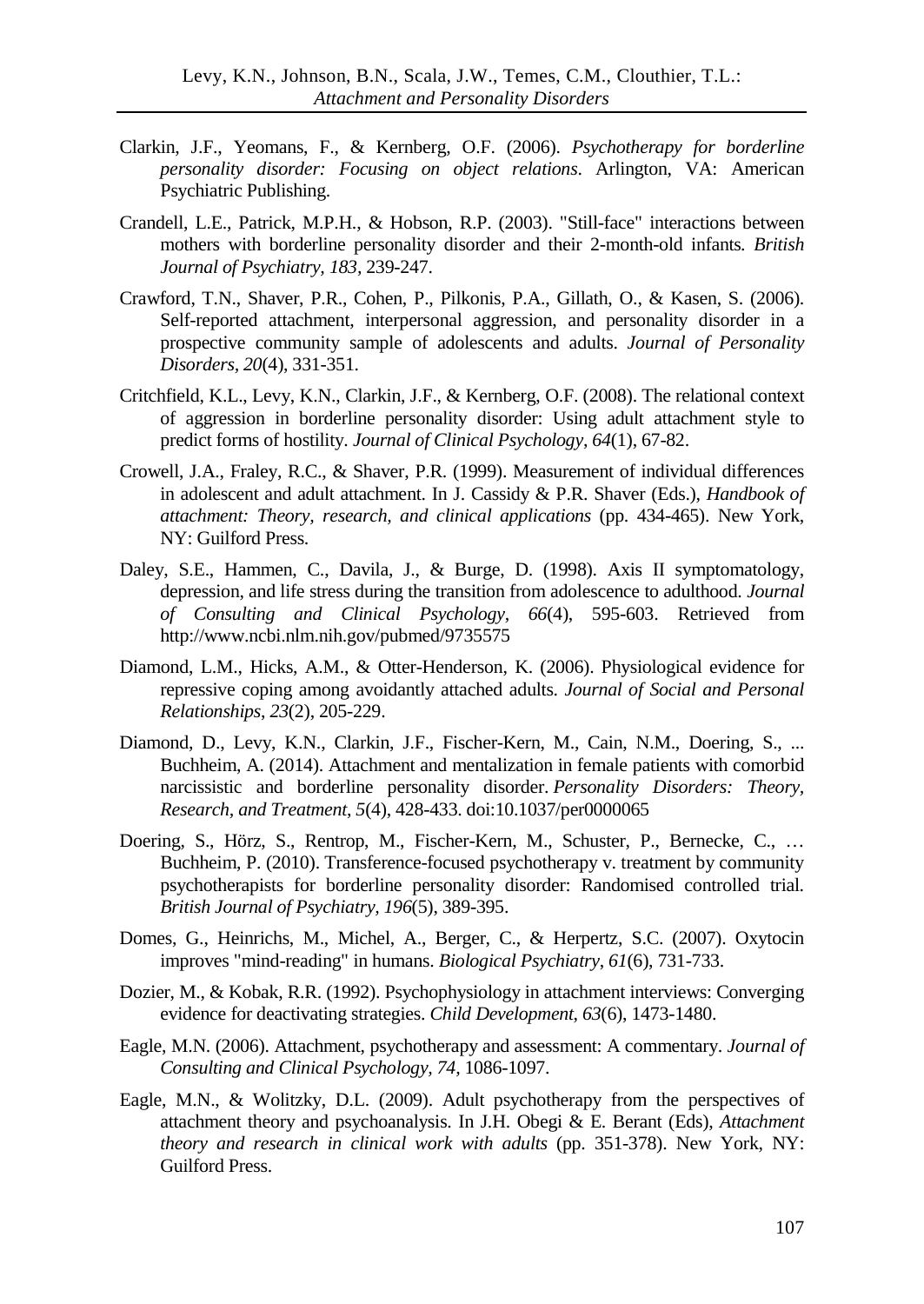Clarkin, J.F., Yeomans, F., & Kernberg, O.F. (2006). *Psychotherapy for borderline personality disorder: Focusing on object relations*. Arlington, VA: American Psychiatric Publishing.

Crandell, L.E., Patrick, M.P.H., & Hobson, R.P. (2003). "Still-face" interactions between mothers with borderline personality disorder and their 2-month-old infants. *British Journal of Psychiatry, 183*, 239-247.

Crawford, T.N., Shaver, P.R., Cohen, P., Pilkonis, P.A., Gillath, O., & Kasen, S. (2006). Self-reported attachment, interpersonal aggression, and personality disorder in a prospective community sample of adolescents and adults. *Journal of Personality Disorders, 20*(4), 331-351.

Critchfield, K.L., Levy, K.N., Clarkin, J.F., & Kernberg, O.F. (2008). The relational context of aggression in borderline personality disorder: Using adult attachment style to predict forms of hostility. *Journal of Clinical Psychology, 64*(1), 67-82.

Crowell, J.A., Fraley, R.C., & Shaver, P.R. (1999). Measurement of individual differences in adolescent and adult attachment. In J. Cassidy & P.R. Shaver (Eds.), *Handbook of attachment: Theory, research, and clinical applications* (pp. 434-465). New York, NY: Guilford Press.

Daley, S.E., Hammen, C., Davila, J., & Burge, D. (1998). Axis II symptomatology, depression, and life stress during the transition from adolescence to adulthood. *Journal of Consulting and Clinical Psychology, 66*(4), 595-603. Retrieved from http://www.ncbi.nlm.nih.gov/pubmed/9735575

Diamond, L.M., Hicks, A.M., & Otter-Henderson, K. (2006). Physiological evidence for repressive coping among avoidantly attached adults. *Journal of Social and Personal Relationships, 23*(2), 205-229.

Diamond, D., Levy, K.N., Clarkin, J.F., Fischer-Kern, M., Cain, N.M., Doering, S., ... Buchheim, A. (2014). Attachment and mentalization in female patients with comorbid narcissistic and borderline personality disorder. *Personality Disorders: Theory, Research, and Treatment, 5*(4), 428-433. doi:10.1037/per0000065

Doering, S., Hörz, S., Rentrop, M., Fischer-Kern, M., Schuster, P., Bernecke, C., … Buchheim, P. (2010). Transference-focused psychotherapy v. treatment by community psychotherapists for borderline personality disorder: Randomised controlled trial. *British Journal of Psychiatry, 196*(5), 389-395.

Domes, G., Heinrichs, M., Michel, A., Berger, C., & Herpertz, S.C. (2007). Oxytocin improves "mind-reading" in humans. *Biological Psychiatry, 61*(6), 731-733.

Dozier, M., & Kobak, R.R. (1992). Psychophysiology in attachment interviews: Converging evidence for deactivating strategies. *Child Development, 63*(6), 1473-1480.

Eagle, M.N. (2006). Attachment, psychotherapy and assessment: A commentary. *Journal of Consulting and Clinical Psychology, 74*, 1086-1097.

Eagle, M.N., & Wolitzky, D.L. (2009). Adult psychotherapy from the perspectives of attachment theory and psychoanalysis. In J.H. Obegi & E. Berant (Eds), *Attachment theory and research in clinical work with adults* (pp. 351-378). New York, NY: Guilford Press.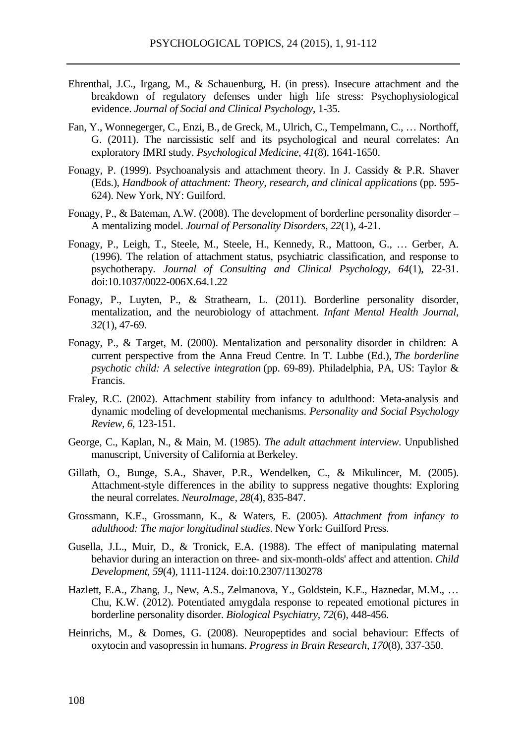Ehrenthal, J.C., Irgang, M., & Schauenburg, H. (in press). Insecure attachment and the breakdown of regulatory defenses under high life stress: Psychophysiological evidence. *Journal of Social and Clinical Psychology*, 1-35.

Fan, Y., Wonnegerger, C., Enzi, B., de Greck, M., Ulrich, C., Tempelmann, C., … Northoff, G. (2011). The narcissistic self and its psychological and neural correlates: An exploratory fMRI study. *Psychological Medicine, 41*(8), 1641-1650.

Fonagy, P. (1999). Psychoanalysis and attachment theory. In J. Cassidy & P.R. Shaver (Eds.), *Handbook of attachment: Theory, research, and clinical applications* (pp. 595-624). New York, NY: Guilford.

Fonagy, P., & Bateman, A.W. (2008). The development of borderline personality disorder – A mentalizing model. *Journal of Personality Disorders, 22*(1), 4-21.

Fonagy, P., Leigh, T., Steele, M., Steele, H., Kennedy, R., Mattoon, G., … Gerber, A. (1996). The relation of attachment status, psychiatric classification, and response to psychotherapy. *Journal of Consulting and Clinical Psychology*, *64*(1), 22-31. doi:10.1037/0022-006X.64.1.22

Fonagy, P., Luyten, P., & Strathearn, L. (2011). Borderline personality disorder, mentalization, and the neurobiology of attachment. *Infant Mental Health Journal, 32*(1), 47-69.

Fonagy, P., & Target, M. (2000). Mentalization and personality disorder in children: A current perspective from the Anna Freud Centre. In T. Lubbe (Ed.), *The borderline psychotic child: A selective integration* (pp. 69-89). Philadelphia, PA, US: Taylor & Francis.

Fraley, R.C. (2002). Attachment stability from infancy to adulthood: Meta-analysis and dynamic modeling of developmental mechanisms. *Personality and Social Psychology Review*, *6*, 123-151.

George, C., Kaplan, N., & Main, M. (1985). *The adult attachment interview*. Unpublished manuscript, University of California at Berkeley.

Gillath, O., Bunge, S.A., Shaver, P.R., Wendelken, C., & Mikulincer, M. (2005). Attachment-style differences in the ability to suppress negative thoughts: Exploring the neural correlates. *NeuroImage*, *28*(4), 835-847.

Grossmann, K.E., Grossmann, K., & Waters, E. (2005). *Attachment from infancy to adulthood: The major longitudinal studies*. New York: Guilford Press.

Gusella, J.L., Muir, D., & Tronick, E.A. (1988). The effect of manipulating maternal behavior during an interaction on three- and six-month-olds' affect and attention. *Child Development*, *59*(4), 1111-1124. doi:10.2307/1130278

Hazlett, E.A., Zhang, J., New, A.S., Zelmanova, Y., Goldstein, K.E., Haznedar, M.M., … Chu, K.W. (2012). Potentiated amygdala response to repeated emotional pictures in borderline personality disorder. *Biological Psychiatry*, *72*(6), 448-456.

Heinrichs, M., & Domes, G. (2008). Neuropeptides and social behaviour: Effects of oxytocin and vasopressin in humans. *Progress in Brain Research*, *170*(8), 337-350.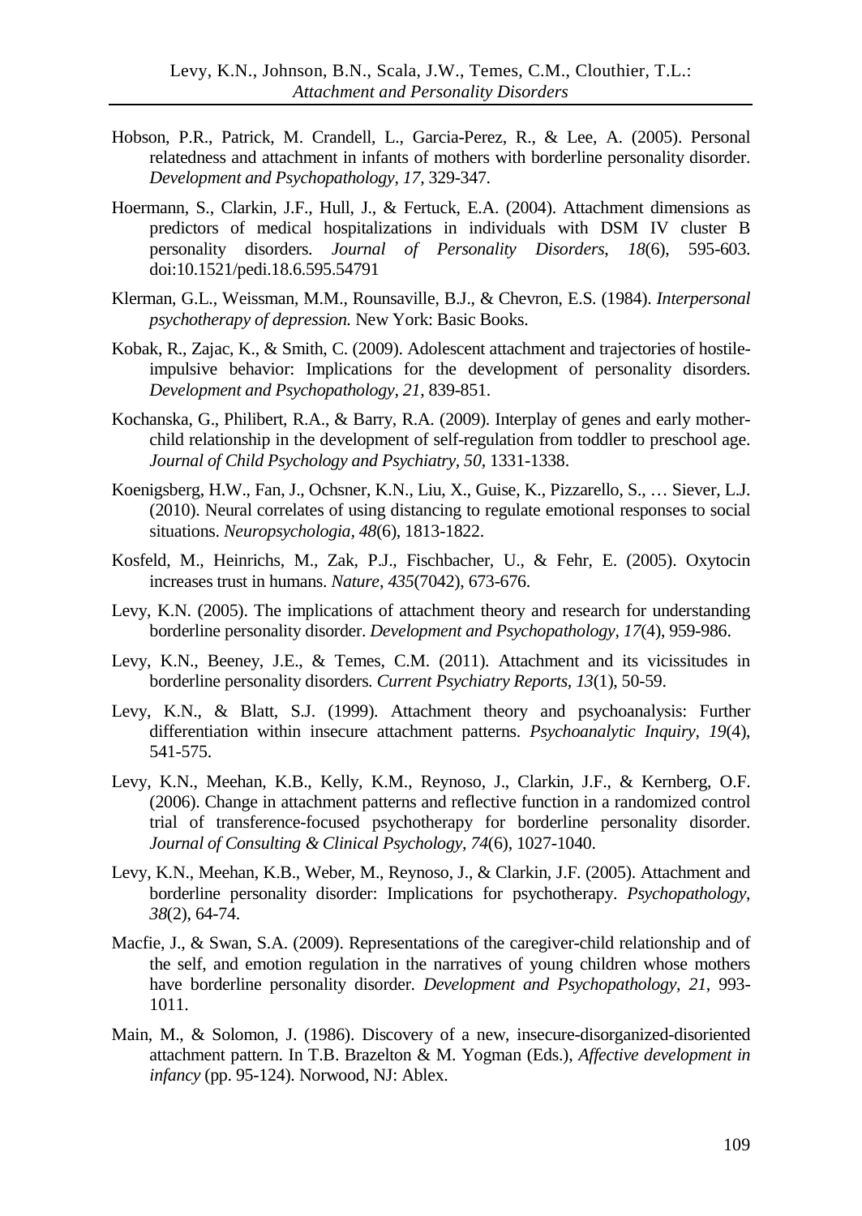Hobson, P.R., Patrick, M. Crandell, L., Garcia-Perez, R., & Lee, A. (2005). Personal relatedness and attachment in infants of mothers with borderline personality disorder. *Development and Psychopathology, 17*, 329-347.

Hoermann, S., Clarkin, J.F., Hull, J., & Fertuck, E.A. (2004). Attachment dimensions as predictors of medical hospitalizations in individuals with DSM IV cluster B personality disorders. *Journal of Personality Disorders*, *18*(6), 595-603. doi:10.1521/pedi.18.6.595.54791

Klerman, G.L., Weissman, M.M., Rounsaville, B.J., & Chevron, E.S. (1984). *Interpersonal psychotherapy of depression.* New York: Basic Books.

Kobak, R., Zajac, K., & Smith, C. (2009). Adolescent attachment and trajectories of hostile-impulsive behavior: Implications for the development of personality disorders. *Development and Psychopathology, 21*, 839-851.

Kochanska, G., Philibert, R.A., & Barry, R.A. (2009). Interplay of genes and early mother-child relationship in the development of self-regulation from toddler to preschool age. *Journal of Child Psychology and Psychiatry, 50*, 1331-1338.

Koenigsberg, H.W., Fan, J., Ochsner, K.N., Liu, X., Guise, K., Pizzarello, S., … Siever, L.J. (2010). Neural correlates of using distancing to regulate emotional responses to social situations. *Neuropsychologia*, *48*(6), 1813-1822.

Kosfeld, M., Heinrichs, M., Zak, P.J., Fischbacher, U., & Fehr, E. (2005). Oxytocin increases trust in humans. *Nature*, *435*(7042), 673-676.

Levy, K.N. (2005). The implications of attachment theory and research for understanding borderline personality disorder. *Development and Psychopathology*, *17*(4), 959-986.

Levy, K.N., Beeney, J.E., & Temes, C.M. (2011). Attachment and its vicissitudes in borderline personality disorders. *Current Psychiatry Reports, 13*(1), 50-59.

Levy, K.N., & Blatt, S.J. (1999). Attachment theory and psychoanalysis: Further differentiation within insecure attachment patterns. *Psychoanalytic Inquiry, 19*(4), 541-575.

Levy, K.N., Meehan, K.B., Kelly, K.M., Reynoso, J., Clarkin, J.F., & Kernberg, O.F. (2006). Change in attachment patterns and reflective function in a randomized control trial of transference-focused psychotherapy for borderline personality disorder. *Journal of Consulting & Clinical Psychology, 74*(6), 1027-1040.

Levy, K.N., Meehan, K.B., Weber, M., Reynoso, J., & Clarkin, J.F. (2005). Attachment and borderline personality disorder: Implications for psychotherapy. *Psychopathology*, *38*(2), 64-74.

Macfie, J., & Swan, S.A. (2009). Representations of the caregiver-child relationship and of the self, and emotion regulation in the narratives of young children whose mothers have borderline personality disorder. *Development and Psychopathology, 21*, 993-1011.

Main, M., & Solomon, J. (1986). Discovery of a new, insecure-disorganized-disoriented attachment pattern. In T.B. Brazelton & M. Yogman (Eds.), *Affective development in infancy* (pp. 95-124). Norwood, NJ: Ablex.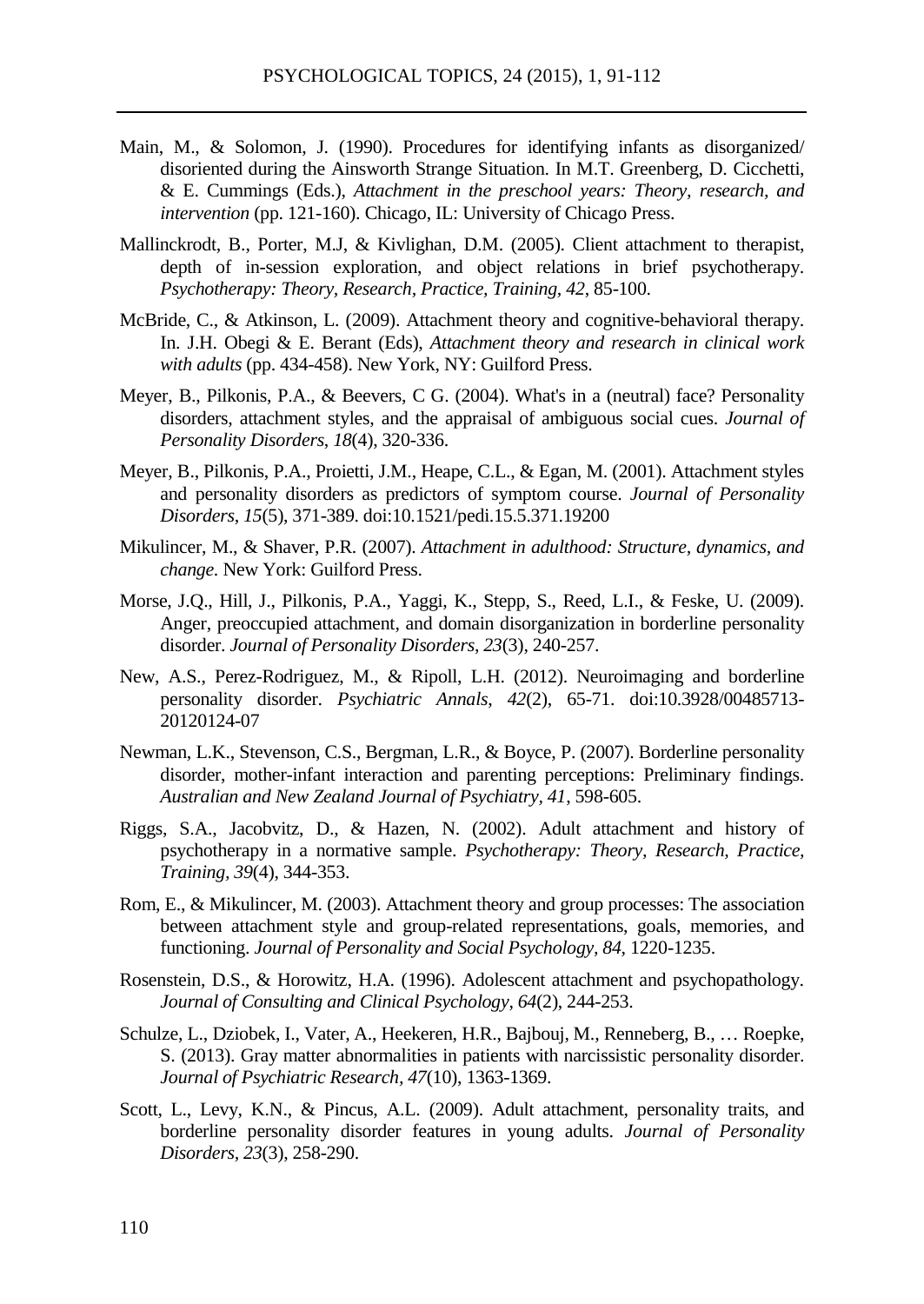Main, M., & Solomon, J. (1990). Procedures for identifying infants as disorganized/ disoriented during the Ainsworth Strange Situation. In M.T. Greenberg, D. Cicchetti, & E. Cummings (Eds.), *Attachment in the preschool years: Theory, research, and intervention* (pp. 121-160). Chicago, IL: University of Chicago Press.

Mallinckrodt, B., Porter, M.J, & Kivlighan, D.M. (2005). Client attachment to therapist, depth of in-session exploration, and object relations in brief psychotherapy. *Psychotherapy: Theory, Research, Practice, Training, 42*, 85-100.

McBride, C., & Atkinson, L. (2009). Attachment theory and cognitive-behavioral therapy. In. J.H. Obegi & E. Berant (Eds), *Attachment theory and research in clinical work with adults* (pp. 434-458). New York, NY: Guilford Press.

Meyer, B., Pilkonis, P.A., & Beevers, C G. (2004). What's in a (neutral) face? Personality disorders, attachment styles, and the appraisal of ambiguous social cues. *Journal of Personality Disorders*, *18*(4), 320-336.

Meyer, B., Pilkonis, P.A., Proietti, J.M., Heape, C.L., & Egan, M. (2001). Attachment styles and personality disorders as predictors of symptom course. *Journal of Personality Disorders*, *15*(5), 371-389. doi:10.1521/pedi.15.5.371.19200

Mikulincer, M., & Shaver, P.R. (2007). *Attachment in adulthood: Structure, dynamics, and change*. New York: Guilford Press.

Morse, J.Q., Hill, J., Pilkonis, P.A., Yaggi, K., Stepp, S., Reed, L.I., & Feske, U. (2009). Anger, preoccupied attachment, and domain disorganization in borderline personality disorder. *Journal of Personality Disorders*, *23*(3), 240-257.

New, A.S., Perez-Rodriguez, M., & Ripoll, L.H. (2012). Neuroimaging and borderline personality disorder. *Psychiatric Annals*, *42*(2), 65-71. doi:10.3928/00485713-20120124-07

Newman, L.K., Stevenson, C.S., Bergman, L.R., & Boyce, P. (2007). Borderline personality disorder, mother-infant interaction and parenting perceptions: Preliminary findings. *Australian and New Zealand Journal of Psychiatry, 41*, 598-605.

Riggs, S.A., Jacobvitz, D., & Hazen, N. (2002). Adult attachment and history of psychotherapy in a normative sample. *Psychotherapy: Theory, Research, Practice, Training, 39*(4), 344-353.

Rom, E., & Mikulincer, M. (2003). Attachment theory and group processes: The association between attachment style and group-related representations, goals, memories, and functioning. *Journal of Personality and Social Psychology*, *84*, 1220-1235.

Rosenstein, D.S., & Horowitz, H.A. (1996). Adolescent attachment and psychopathology. *Journal of Consulting and Clinical Psychology, 64*(2), 244-253.

Schulze, L., Dziobek, I., Vater, A., Heekeren, H.R., Bajbouj, M., Renneberg, B., … Roepke, S. (2013). Gray matter abnormalities in patients with narcissistic personality disorder. *Journal of Psychiatric Research*, *47*(10), 1363-1369.

Scott, L., Levy, K.N., & Pincus, A.L. (2009). Adult attachment, personality traits, and borderline personality disorder features in young adults. *Journal of Personality Disorders*, *23*(3), 258-290.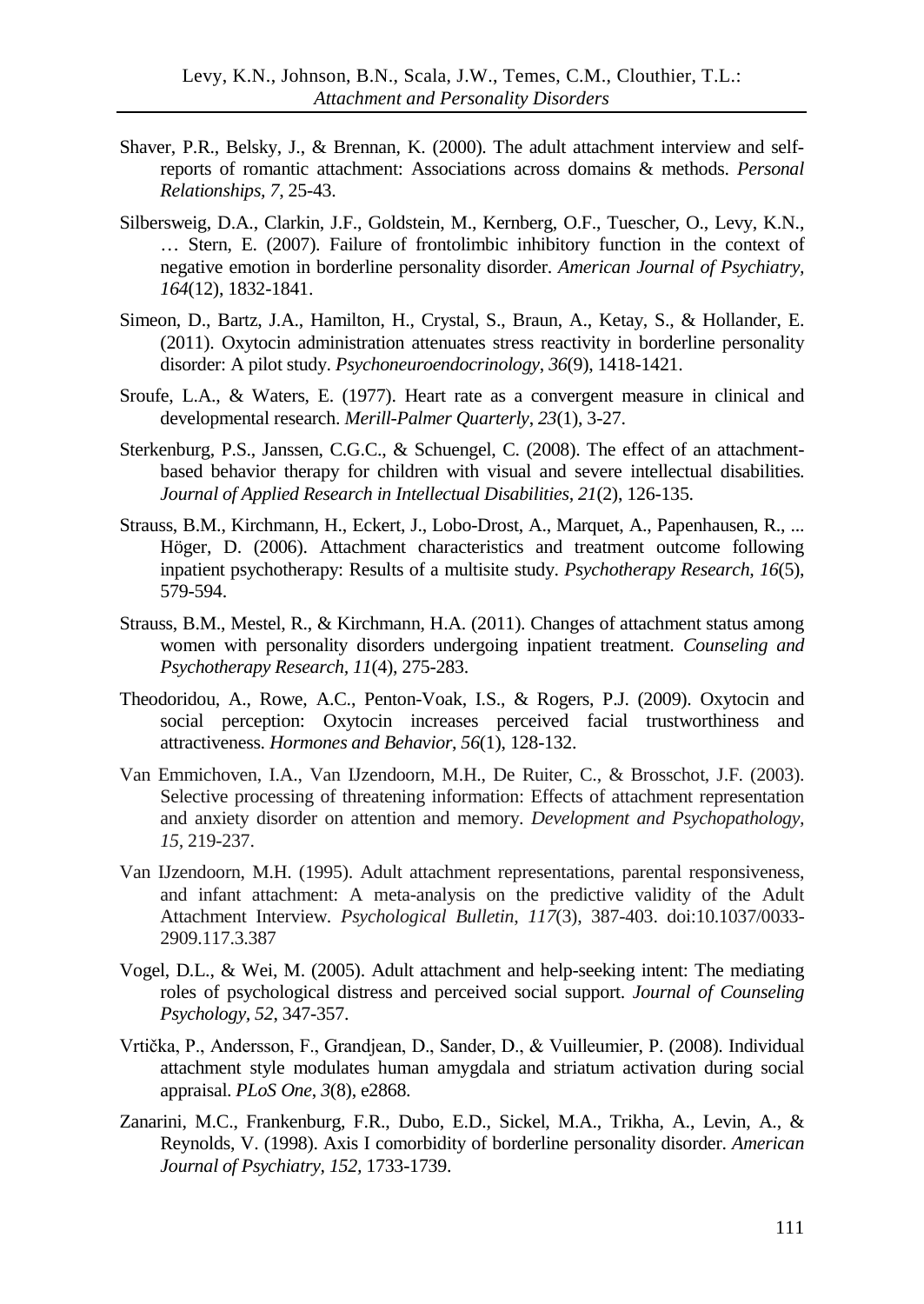Shaver, P.R., Belsky, J., & Brennan, K. (2000). The adult attachment interview and self-reports of romantic attachment: Associations across domains & methods. *Personal Relationships, 7*, 25-43.

Silbersweig, D.A., Clarkin, J.F., Goldstein, M., Kernberg, O.F., Tuescher, O., Levy, K.N., … Stern, E. (2007). Failure of frontolimbic inhibitory function in the context of negative emotion in borderline personality disorder. *American Journal of Psychiatry*, *164*(12), 1832-1841.

Simeon, D., Bartz, J.A., Hamilton, H., Crystal, S., Braun, A., Ketay, S., & Hollander, E. (2011). Oxytocin administration attenuates stress reactivity in borderline personality disorder: A pilot study. *Psychoneuroendocrinology*, *36*(9), 1418-1421.

Sroufe, L.A., & Waters, E. (1977). Heart rate as a convergent measure in clinical and developmental research. *Merill-Palmer Quarterly*, *23*(1), 3-27.

Sterkenburg, P.S., Janssen, C.G.C., & Schuengel, C. (2008). The effect of an attachment-based behavior therapy for children with visual and severe intellectual disabilities. *Journal of Applied Research in Intellectual Disabilities, 21*(2), 126-135.

Strauss, B.M., Kirchmann, H., Eckert, J., Lobo-Drost, A., Marquet, A., Papenhausen, R., ... Höger, D. (2006). Attachment characteristics and treatment outcome following inpatient psychotherapy: Results of a multisite study. *Psychotherapy Research, 16*(5), 579-594.

Strauss, B.M., Mestel, R., & Kirchmann, H.A. (2011). Changes of attachment status among women with personality disorders undergoing inpatient treatment. *Counseling and Psychotherapy Research*, *11*(4), 275-283.

Theodoridou, A., Rowe, A.C., Penton-Voak, I.S., & Rogers, P.J. (2009). Oxytocin and social perception: Oxytocin increases perceived facial trustworthiness and attractiveness. *Hormones and Behavior*, *56*(1), 128-132.

Van Emmichoven, I.A., Van IJzendoorn, M.H., De Ruiter, C., & Brosschot, J.F. (2003). Selective processing of threatening information: Effects of attachment representation and anxiety disorder on attention and memory. *Development and Psychopathology, 15*, 219-237.

Van IJzendoorn, M.H. (1995). Adult attachment representations, parental responsiveness, and infant attachment: A meta-analysis on the predictive validity of the Adult Attachment Interview. *Psychological Bulletin*, *117*(3), 387-403. doi:10.1037/0033-2909.117.3.387

Vogel, D.L., & Wei, M. (2005). Adult attachment and help-seeking intent: The mediating roles of psychological distress and perceived social support. *Journal of Counseling Psychology*, *52*, 347-357.

Vrtička, P., Andersson, F., Grandjean, D., Sander, D., & Vuilleumier, P. (2008). Individual attachment style modulates human amygdala and striatum activation during social appraisal. *PLoS One*, *3*(8), e2868.

Zanarini, M.C., Frankenburg, F.R., Dubo, E.D., Sickel, M.A., Trikha, A., Levin, A., & Reynolds, V. (1998). Axis I comorbidity of borderline personality disorder. *American Journal of Psychiatry, 152*, 1733-1739.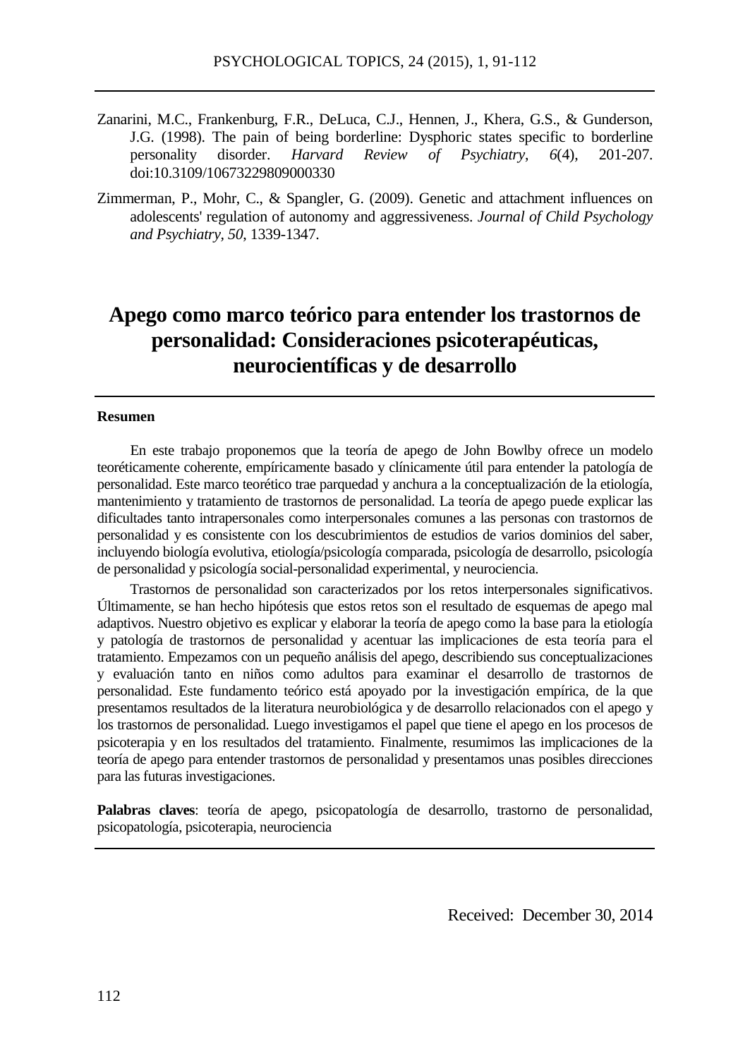Zanarini, M.C., Frankenburg, F.R., DeLuca, C.J., Hennen, J., Khera, G.S., & Gunderson, J.G. (1998). The pain of being borderline: Dysphoric states specific to borderline personality disorder. *Harvard Review of Psychiatry*, *6*(4), 201-207. doi:10.3109/10673229809000330

Zimmerman, P., Mohr, C., & Spangler, G. (2009). Genetic and attachment influences on adolescents' regulation of autonomy and aggressiveness. *Journal of Child Psychology and Psychiatry, 50*, 1339-1347.

# Apego como marco teórico para entender los trastornos de personalidad: Consideraciones psicoterapéuticas, neurocientíficas y de desarrollo

**Resumen**

En este trabajo proponemos que la teoría de apego de John Bowlby ofrece un modelo teoréticamente coherente, empíricamente basado y clínicamente útil para entender la patología de personalidad. Este marco teorético trae parquedad y anchura a la conceptualización de la etiología, mantenimiento y tratamiento de trastornos de personalidad. La teoría de apego puede explicar las dificultades tanto intrapersonales como interpersonales comunes a las personas con trastornos de personalidad y es consistente con los descubrimientos de estudios de varios dominios del saber, incluyendo biología evolutiva, etiología/psicología comparada, psicología de desarrollo, psicología de personalidad y psicología social-personalidad experimental, y neurociencia.

Trastornos de personalidad son caracterizados por los retos interpersonales significativos. Últimamente, se han hecho hipótesis que estos retos son el resultado de esquemas de apego mal adaptivos. Nuestro objetivo es explicar y elaborar la teoría de apego como la base para la etiología y patología de trastornos de personalidad y acentuar las implicaciones de esta teoría para el tratamiento. Empezamos con un pequeño análisis del apego, describiendo sus conceptualizaciones y evaluación tanto en niños como adultos para examinar el desarrollo de trastornos de personalidad. Este fundamento teórico está apoyado por la investigación empírica, de la que presentamos resultados de la literatura neurobiológica y de desarrollo relacionados con el apego y los trastornos de personalidad. Luego investigamos el papel que tiene el apego en los procesos de psicoterapia y en los resultados del tratamiento. Finalmente, resumimos las implicaciones de la teoría de apego para entender trastornos de personalidad y presentamos unas posibles direcciones para las futuras investigaciones.

**Palabras claves**: teoría de apego, psicopatología de desarrollo, trastorno de personalidad, psicopatología, psicoterapia, neurociencia

Received: December 30, 2014